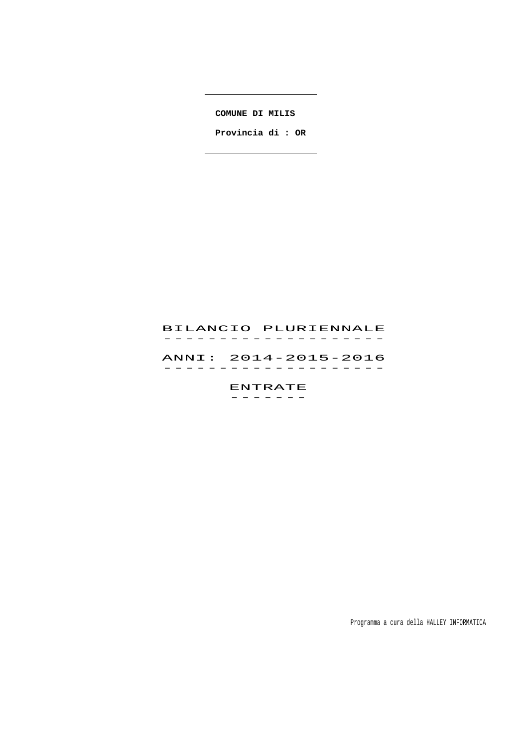**COMUNE DI MILIS**

**Provincia di : OR**

# BILANCIO PLURIENNALE

## ANNI: 2014-2015-2016

## ENTRATE

Programma a cura della HALLEY INFORMATICA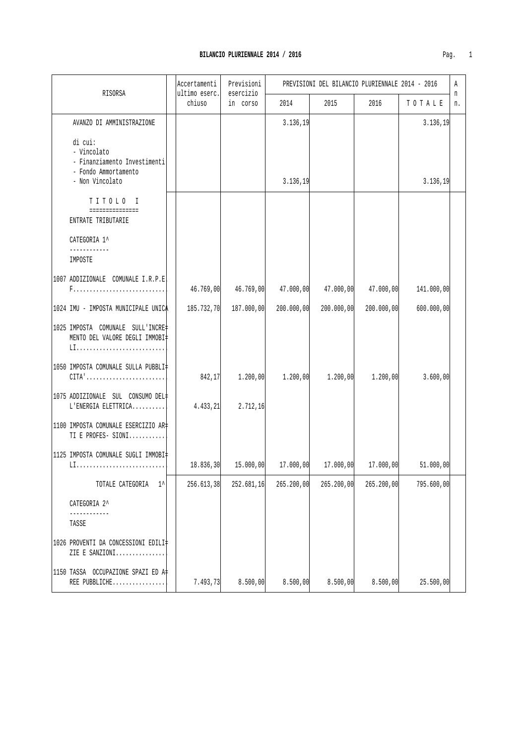## BILANCIO PLURIENNALE 2014 / 2016

| RISORSA | Accertamenti ultimo eserc. chiuso | Previsioni esercizio in corso | PREVISIONI DEL BILANCIO PLURIENNALE 2014 - 2016 | | | | Ann. |
|---|---|---|---|---|---|---|---|
| | | | 2014 | 2015 | 2016 | T O T A L E | |
| AVANZO DI AMMINISTRAZIONE | | | 3.136,19 | | | 3.136,19 | |
| di cui:<br>- Vincolato<br>- Finanziamento Investimenti<br>- Fondo Ammortamento<br>- Non Vincolato | | | 3.136,19 | | | 3.136,19 | |
| T I T O L O I<br>===============<br>ENTRATE TRIBUTARIE<br><br>CATEGORIA 1^<br>------------<br>IMPOSTE | | | | | | | |
| 1007 ADDIZIONALE COMUNALE I.R.P.E.F............................ | 46.769,00 | 46.769,00 | 47.000,00 | 47.000,00 | 47.000,00 | 141.000,00 | |
| 1024 IMU - IMPOSTA MUNICIPALE UNICA | 185.732,70 | 187.000,00 | 200.000,00 | 200.000,00 | 200.000,00 | 600.000,00 | |
| 1025 IMPOSTA COMUNALE SULL'INCRE= MENTO DEL VALORE DEGLI IMMOBI= LI........................... | | | | | | | |
| 1050 IMPOSTA COMUNALE SULLA PUBBLI= CITA'........................ | 842,17 | 1.200,00 | 1.200,00 | 1.200,00 | 1.200,00 | 3.600,00 | |
| 1075 ADDIZIONALE SUL CONSUMO DEL= L'ENERGIA ELETTRICA.......... | 4.433,21 | 2.712,16 | | | | | |
| 1100 IMPOSTA COMUNALE ESERCIZIO AR= TI E PROFES- SIONI........... | | | | | | | |
| 1125 IMPOSTA COMUNALE SUGLI IMMOBI= LI........................... | 18.836,30 | 15.000,00 | 17.000,00 | 17.000,00 | 17.000,00 | 51.000,00 | |
| TOTALE CATEGORIA 1^ | 256.613,38 | 252.681,16 | 265.200,00 | 265.200,00 | 265.200,00 | 795.600,00 | |
| CATEGORIA 2^<br>------------<br>TASSE | | | | | | | |
| 1026 PROVENTI DA CONCESSIONI EDILI= ZIE E SANZIONI................ | | | | | | | |
| 1150 TASSA OCCUPAZIONE SPAZI ED A= REE PUBBLICHE................ | 7.493,73 | 8.500,00 | 8.500,00 | 8.500,00 | 8.500,00 | 25.500,00 | |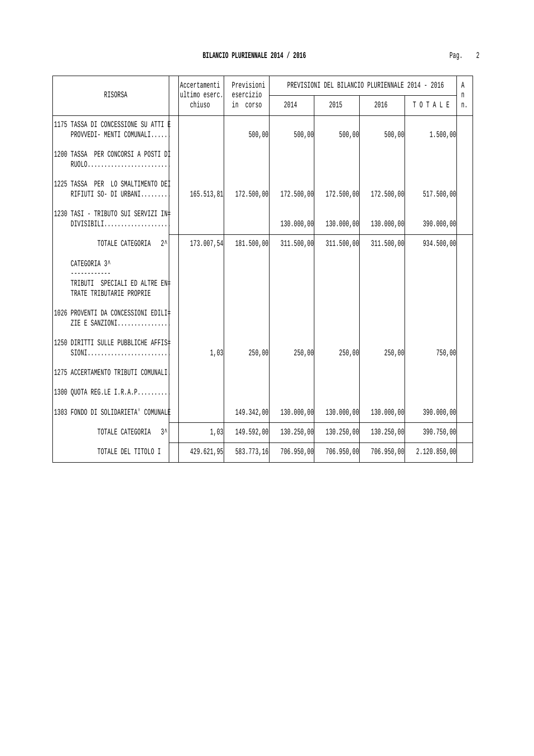## BILANCIO PLURIENNALE 2014 / 2016

| RISORSA | Accertamenti ultimo eserc. chiuso | Previsioni esercizio in corso | PREVISIONI DEL BILANCIO PLURIENNALE 2014 - 2016 | | | | An n. |
|---|---|---|---|---|---|---|---|
| | | | 2014 | 2015 | 2016 | T O T A L E | |
| 1175 TASSA DI CONCESSIONE SU ATTI E PROVVEDI- MENTI COMUNALI..... | | 500,00 | 500,00 | 500,00 | 500,00 | 1.500,00 | |
| 1200 TASSA PER CONCORSI A POSTI DI RUOLO........................ | | | | | | | |
| 1225 TASSA PER LO SMALTIMENTO DEI RIFIUTI SO- DI URBANI........ | 165.513,81 | 172.500,00 | 172.500,00 | 172.500,00 | 172.500,00 | 517.500,00 | |
| 1230 TASI - TRIBUTO SUI SERVIZI IN= DIVISIBILI.................. | | | 130.000,00 | 130.000,00 | 130.000,00 | 390.000,00 | |
| TOTALE CATEGORIA 2^ | 173.007,54 | 181.500,00 | 311.500,00 | 311.500,00 | 311.500,00 | 934.500,00 | |
| CATEGORIA 3^ ------------ TRIBUTI SPECIALI ED ALTRE EN= TRATE TRIBUTARIE PROPRIE | | | | | | | |
| 1026 PROVENTI DA CONCESSIONI EDILI= ZIE E SANZIONI............... | | | | | | | |
| 1250 DIRITTI SULLE PUBBLICHE AFFIS= SIONI........................ | 1,03 | 250,00 | 250,00 | 250,00 | 250,00 | 750,00 | |
| 1275 ACCERTAMENTO TRIBUTI COMUNALI | | | | | | | |
| 1300 QUOTA REG.LE I.R.A.P......... | | | | | | | |
| 1303 FONDO DI SOLIDARIETA' COMUNALE | | 149.342,00 | 130.000,00 | 130.000,00 | 130.000,00 | 390.000,00 | |
| TOTALE CATEGORIA 3^ | 1,03 | 149.592,00 | 130.250,00 | 130.250,00 | 130.250,00 | 390.750,00 | |
| TOTALE DEL TITOLO I | 429.621,95 | 583.773,16 | 706.950,00 | 706.950,00 | 706.950,00 | 2.120.850,00 | |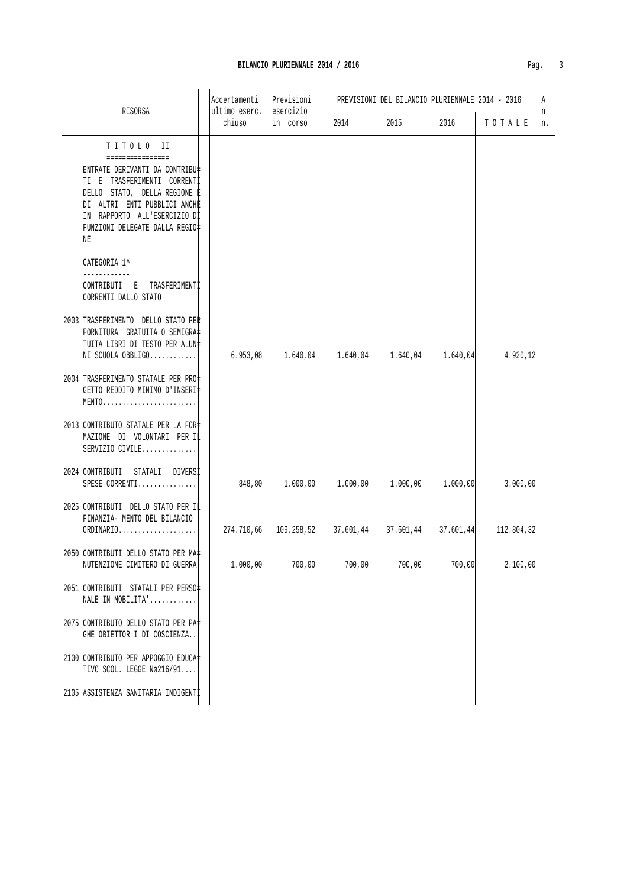## BILANCIO PLURIENNALE 2014 / 2016

| RISORSA | Accertamenti ultimo eserc. chiuso | Previsioni esercizio in corso | PREVISIONI DEL BILANCIO PLURIENNALE 2014 - 2016 | | | | Ann. |
|---|---|---|---|---|---|---|---|
| | | | 2014 | 2015 | 2016 | TOTALE | |
| **TITOLO II** | | | | | | | |
| ENTRATE DERIVANTI DA CONTRIBUTI E TRASFERIMENTI CORRENTI DELLO STATO, DELLA REGIONE E DI ALTRI ENTI PUBBLICI ANCHE IN RAPPORTO ALL'ESERCIZIO DI FUNZIONI DELEGATE DALLA REGIONE | | | | | | | |
| CATEGORIA 1^ | | | | | | | |
| CONTRIBUTI E TRASFERIMENTI CORRENTI DALLO STATO | | | | | | | |
| 2003 TRASFERIMENTO DELLO STATO PER FORNITURA GRATUITA O SEMIGRATUITA LIBRI DI TESTO PER ALUNNI SCUOLA OBBLIGO............ | 6.953,08 | 1.640,04 | 1.640,04 | 1.640,04 | 1.640,04 | 4.920,12 | |
| 2004 TRASFERIMENTO STATALE PER PROGETTO REDDITO MINIMO D'INSERIMENTO........................ | | | | | | | |
| 2013 CONTRIBUTO STATALE PER LA FORMAZIONE DI VOLONTARI PER IL SERVIZIO CIVILE.............. | | | | | | | |
| 2024 CONTRIBUTI STATALI DIVERSI SPESE CORRENTI............... | 848,80 | 1.000,00 | 1.000,00 | 1.000,00 | 1.000,00 | 3.000,00 | |
| 2025 CONTRIBUTI DELLO STATO PER IL FINANZIA- MENTO DEL BILANCIO - ORDINARIO.................... | 274.710,66 | 109.258,52 | 37.601,44 | 37.601,44 | 37.601,44 | 112.804,32 | |
| 2050 CONTRIBUTI DELLO STATO PER MANUTENZIONE CIMITERO DI GUERRA | 1.000,00 | 700,00 | 700,00 | 700,00 | 700,00 | 2.100,00 | |
| 2051 CONTRIBUTI STATALI PER PERSONALE IN MOBILITA'............ | | | | | | | |
| 2075 CONTRIBUTO DELLO STATO PER PAGHE OBIETTOR I DI COSCIENZA.. | | | | | | | |
| 2100 CONTRIBUTO PER APPOGGIO EDUCATIVO SCOL. LEGGE Nø216/91.... | | | | | | | |
| 2105 ASSISTENZA SANITARIA INDIGENTI | | | | | | | |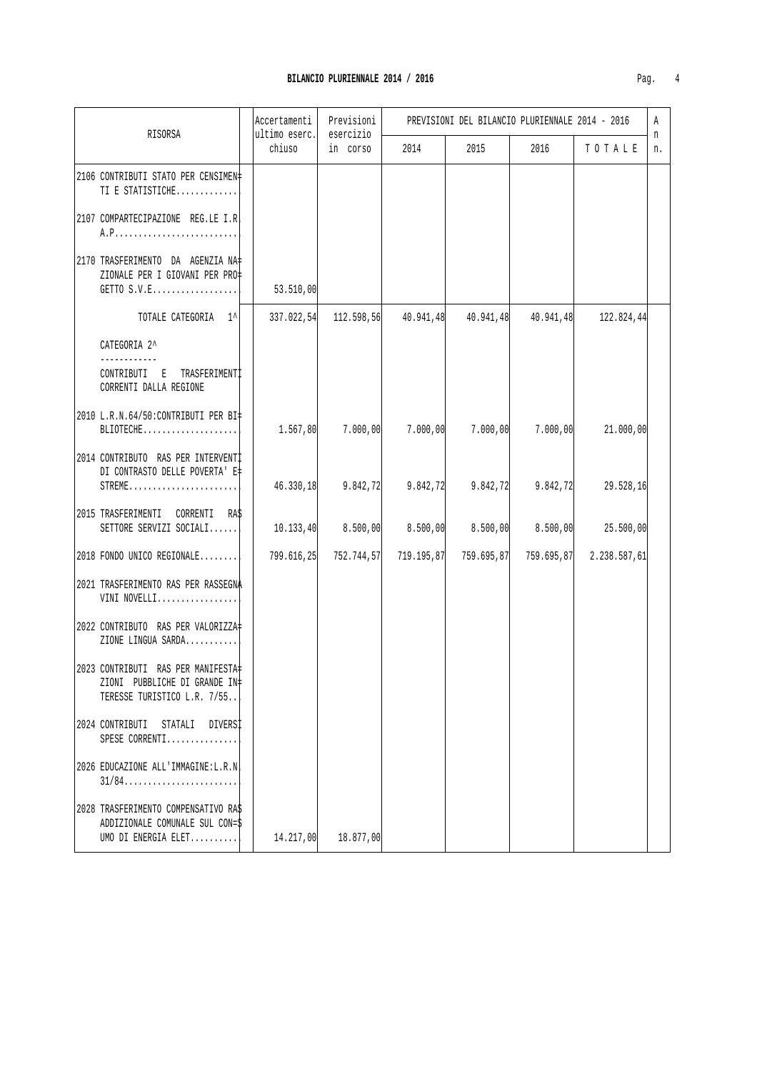## BILANCIO PLURIENNALE 2014 / 2016

| RISORSA | Accertamenti ultimo eserc. chiuso | Previsioni esercizio in corso | PREVISIONI DEL BILANCIO PLURIENNALE 2014 - 2016 | | | | An n. |
|---|---|---|---|---|---|---|---|
| | | | 2014 | 2015 | 2016 | T O T A L E | |
| 2106 CONTRIBUTI STATO PER CENSIMENTI E STATISTICHE............. | | | | | | | |
| 2107 COMPARTECIPAZIONE REG.LE I.R.A.P.......................... | | | | | | | |
| 2170 TRASFERIMENTO DA AGENZIA NAZIONALE PER I GIOVANI PER PROGETTO S.V.E.................. | 53.510,00 | | | | | | |
| TOTALE CATEGORIA 1^ | 337.022,54 | 112.598,56 | 40.941,48 | 40.941,48 | 40.941,48 | 122.824,44 | |
| CATEGORIA 2^<br>------------<br>CONTRIBUTI E TRASFERIMENTI CORRENTI DALLA REGIONE | | | | | | | |
| 2010 L.R.N.64/50:CONTRIBUTI PER BIBLIOTECHE.................... | 1.567,80 | 7.000,00 | 7.000,00 | 7.000,00 | 7.000,00 | 21.000,00 | |
| 2014 CONTRIBUTO RAS PER INTERVENTI DI CONTRASTO DELLE POVERTA' ESTREME....................... | 46.330,18 | 9.842,72 | 9.842,72 | 9.842,72 | 9.842,72 | 29.528,16 | |
| 2015 TRASFERIMENTI CORRENTI RAS SETTORE SERVIZI SOCIALI...... | 10.133,40 | 8.500,00 | 8.500,00 | 8.500,00 | 8.500,00 | 25.500,00 | |
| 2018 FONDO UNICO REGIONALE........ | 799.616,25 | 752.744,57 | 719.195,87 | 759.695,87 | 759.695,87 | 2.238.587,61 | |
| 2021 TRASFERIMENTO RAS PER RASSEGNA VINI NOVELLI................. | | | | | | | |
| 2022 CONTRIBUTO RAS PER VALORIZZAZIONE LINGUA SARDA........... | | | | | | | |
| 2023 CONTRIBUTI RAS PER MANIFESTAZIONI PUBBLICHE DI GRANDE INTERESSE TURISTICO L.R. 7/55.. | | | | | | | |
| 2024 CONTRIBUTI STATALI DIVERSI SPESE CORRENTI............... | | | | | | | |
| 2026 EDUCAZIONE ALL'IMMAGINE:L.R.N.31/84........................ | | | | | | | |
| 2028 TRASFERIMENTO COMPENSATIVO RAS ADDIZIONALE COMUNALE SUL CONSUMO DI ENERGIA ELET.......... | 14.217,00 | 18.877,00 | | | | | |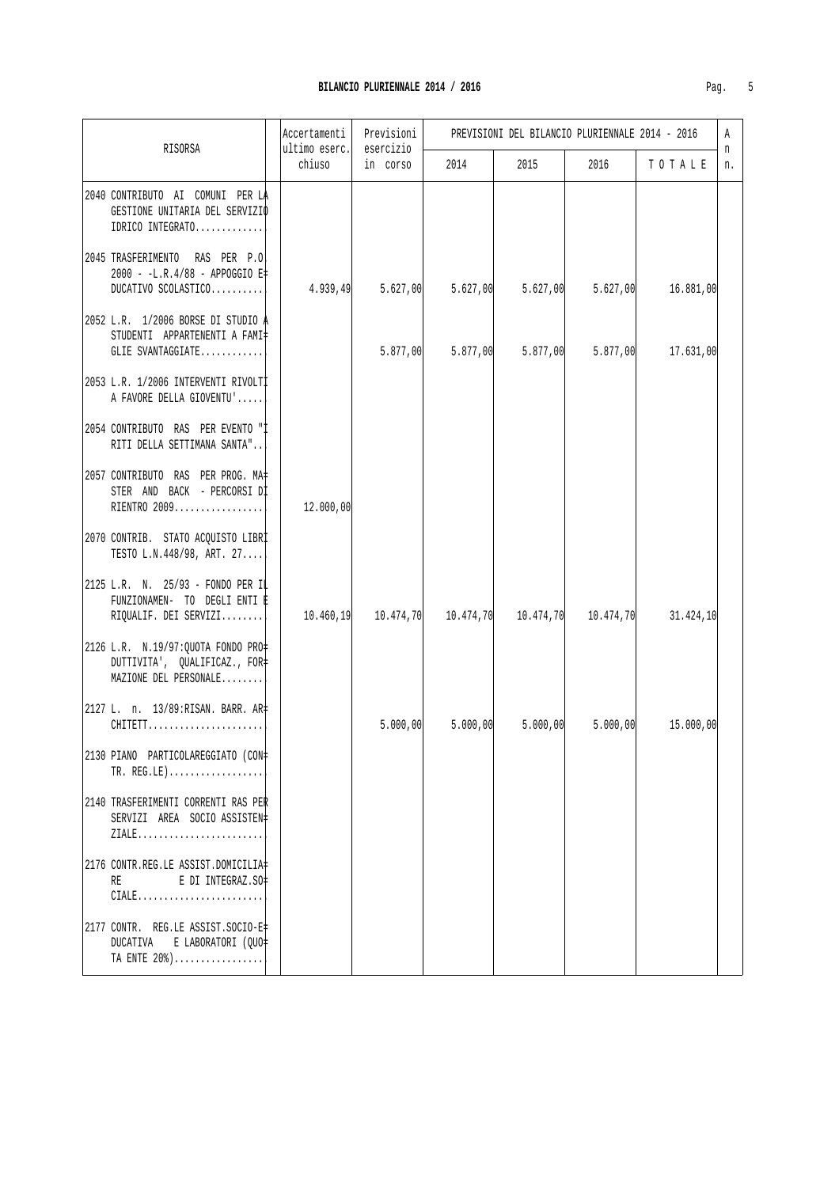# BILANCIO PLURIENNALE 2014 / 2016

| RISORSA | Accertamenti ultimo eserc. chiuso | Previsioni esercizio in corso | PREVISIONI DEL BILANCIO PLURIENNALE 2014 - 2016 | | | | A n n. |
|---|---|---|---|---|---|---|---|
| | | | 2014 | 2015 | 2016 | T O T A L E | |
| 2040 CONTRIBUTO AI COMUNI PER LA GESTIONE UNITARIA DEL SERVIZIO IDRICO INTEGRATO............. | | | | | | | |
| 2045 TRASFERIMENTO RAS PER P.O. 2000 - -L.R.4/88 - APPOGGIO EDUCATIVO SCOLASTICO.......... | 4.939,49 | 5.627,00 | 5.627,00 | 5.627,00 | 5.627,00 | 16.881,00 | |
| 2052 L.R. 1/2006 BORSE DI STUDIO A STUDENTI APPARTENENTI A FAMIGLIE SVANTAGGIATE............ | | 5.877,00 | 5.877,00 | 5.877,00 | 5.877,00 | 17.631,00 | |
| 2053 L.R. 1/2006 INTERVENTI RIVOLTI A FAVORE DELLA GIOVENTU'..... | | | | | | | |
| 2054 CONTRIBUTO RAS PER EVENTO "I RITI DELLA SETTIMANA SANTA".. | | | | | | | |
| 2057 CONTRIBUTO RAS PER PROG. MASTER AND BACK - PERCORSI DI RIENTRO 2009................. | 12.000,00 | | | | | | |
| 2070 CONTRIB. STATO ACQUISTO LIBRI TESTO L.N.448/98, ART. 27.... | | | | | | | |
| 2125 L.R. N. 25/93 - FONDO PER IL FUNZIONAMEN- TO DEGLI ENTI E RIQUALIF. DEI SERVIZI........ | 10.460,19 | 10.474,70 | 10.474,70 | 10.474,70 | 10.474,70 | 31.424,10 | |
| 2126 L.R. N.19/97:QUOTA FONDO PRODUTTIVITA', QUALIFICAZ., FORMAZIONE DEL PERSONALE........ | | | | | | | |
| 2127 L. n. 13/89:RISAN. BARR. ARCHITETT...................... | | 5.000,00 | 5.000,00 | 5.000,00 | 5.000,00 | 15.000,00 | |
| 2130 PIANO PARTICOLAREGGIATO (CONTR. REG.LE).................. | | | | | | | |
| 2140 TRASFERIMENTI CORRENTI RAS PER SERVIZI AREA SOCIO ASSISTENZIALE........................ | | | | | | | |
| 2176 CONTR.REG.LE ASSIST.DOMICILIARE E DI INTEGRAZ.SOCIALE........................ | | | | | | | |
| 2177 CONTR. REG.LE ASSIST.SOCIO-EDUCATIVA E LABORATORI (QUOTA ENTE 20%)................. | | | | | | | |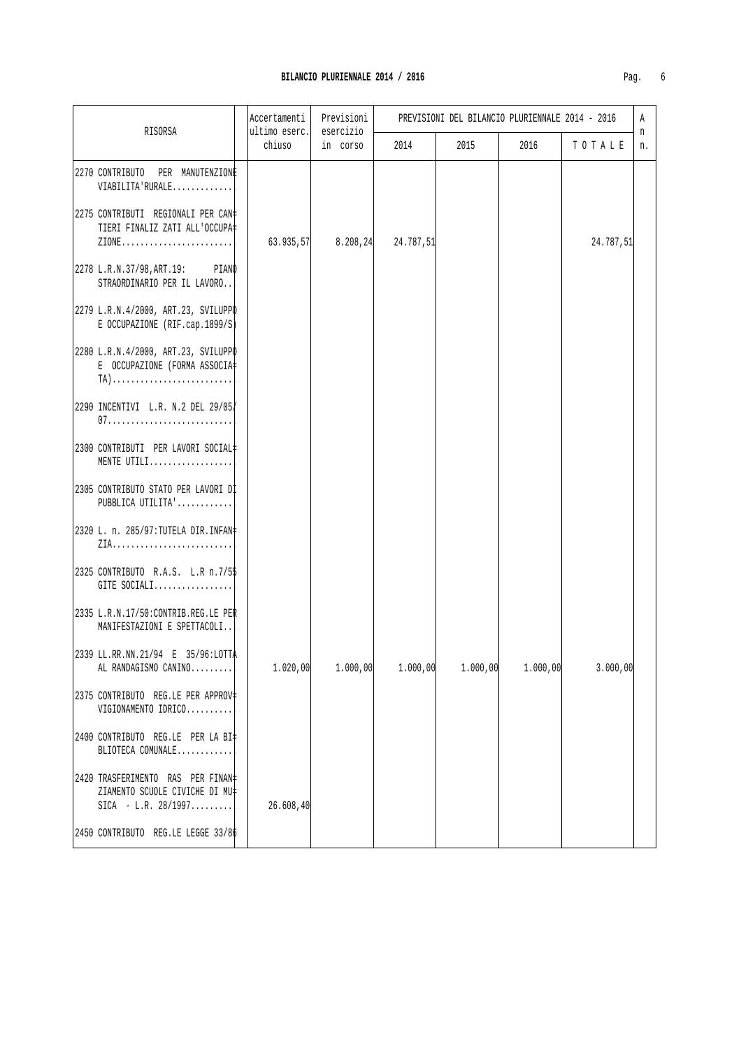# BILANCIO PLURIENNALE 2014 / 2016

| RISORSA | Accertamenti ultimo eserc. chiuso | Previsioni esercizio in corso | PREVISIONI DEL BILANCIO PLURIENNALE 2014 - 2016 | | | | An n. |
|---|---|---|---|---|---|---|---|
| | | | 2014 | 2015 | 2016 | T O T A L E | |
| 2270 CONTRIBUTO PER MANUTENZIONE VIABILITA'RURALE............. | | | | | | | |
| 2275 CONTRIBUTI REGIONALI PER CANTIERI FINALIZ ZATI ALL'OCCUPAZIONE........................ | 63.935,57 | 8.208,24 | 24.787,51 | | | 24.787,51 | |
| 2278 L.R.N.37/98,ART.19: PIANO STRAORDINARIO PER IL LAVORO.. | | | | | | | |
| 2279 L.R.N.4/2000, ART.23, SVILUPPO E OCCUPAZIONE (RIF.cap.1899/S) | | | | | | | |
| 2280 L.R.N.4/2000, ART.23, SVILUPPO E OCCUPAZIONE (FORMA ASSOCIATA).......................... | | | | | | | |
| 2290 INCENTIVI L.R. N.2 DEL 29/05/07........................... | | | | | | | |
| 2300 CONTRIBUTI PER LAVORI SOCIALMENTE UTILI.................. | | | | | | | |
| 2305 CONTRIBUTO STATO PER LAVORI DI PUBBLICA UTILITA'............ | | | | | | | |
| 2320 L. n. 285/97:TUTELA DIR.INFANZIA.......................... | | | | | | | |
| 2325 CONTRIBUTO R.A.S. L.R n.7/55 GITE SOCIALI................. | | | | | | | |
| 2335 L.R.N.17/50:CONTRIB.REG.LE PER MANIFESTAZIONI E SPETTACOLI.. | | | | | | | |
| 2339 LL.RR.NN.21/94 E 35/96:LOTTA AL RANDAGISMO CANINO......... | 1.020,00 | 1.000,00 | 1.000,00 | 1.000,00 | 1.000,00 | 3.000,00 | |
| 2375 CONTRIBUTO REG.LE PER APPROVVIGIONAMENTO IDRICO.......... | | | | | | | |
| 2400 CONTRIBUTO REG.LE PER LA BIBLIOTECA COMUNALE............ | | | | | | | |
| 2420 TRASFERIMENTO RAS PER FINANZIAMENTO SCUOLE CIVICHE DI MUSICA - L.R. 28/1997......... | 26.608,40 | | | | | | |
| 2450 CONTRIBUTO REG.LE LEGGE 33/86 | | | | | | | |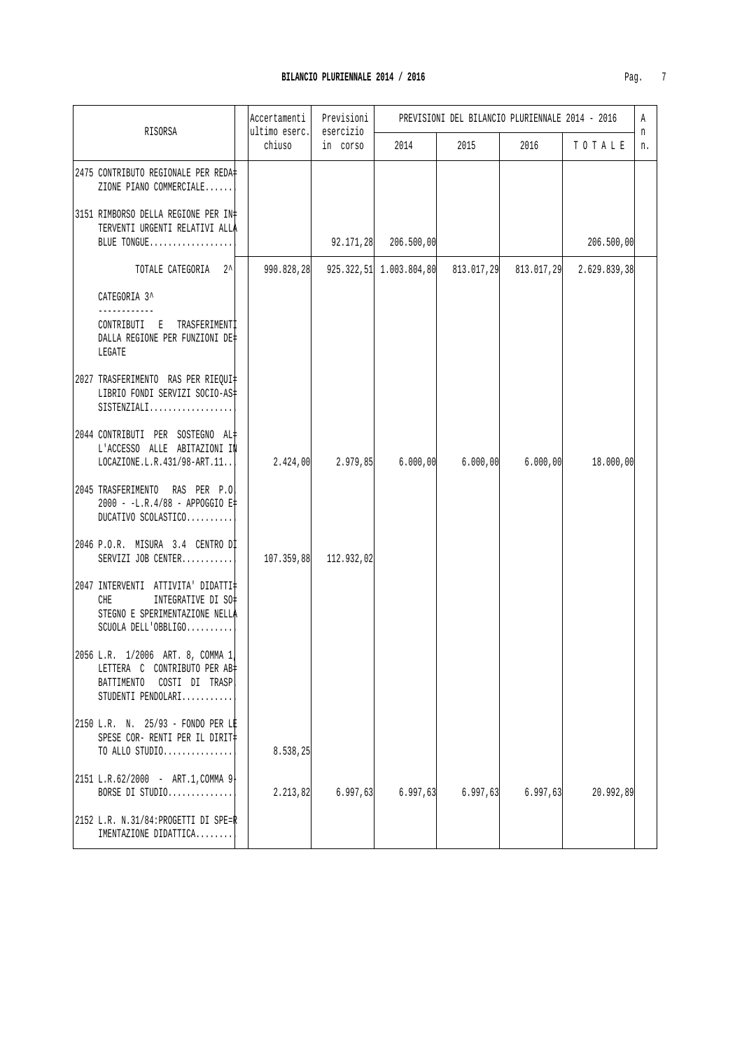## BILANCIO PLURIENNALE 2014 / 2016

| RISORSA | Accertamenti ultimo eserc. chiuso | Previsioni esercizio in corso | PREVISIONI DEL BILANCIO PLURIENNALE 2014 - 2016 | | | | An n. |
|---|---|---|---|---|---|---|---|
| | | | 2014 | 2015 | 2016 | T O T A L E | |
| 2475 CONTRIBUTO REGIONALE PER REDAZIONE PIANO COMMERCIALE...... | | | | | | | |
| 3151 RIMBORSO DELLA REGIONE PER INTERVENTI URGENTI RELATIVI ALLA BLUE TONGUE.................. | | 92.171,28 | 206.500,00 | | | 206.500,00 | |
| TOTALE CATEGORIA 2^ | 990.828,28 | 925.322,51 | 1.003.804,80 | 813.017,29 | 813.017,29 | 2.629.839,38 | |
| CATEGORIA 3^ ------------ CONTRIBUTI E TRASFERIMENTI DALLA REGIONE PER FUNZIONI DELEGATE | | | | | | | |
| 2027 TRASFERIMENTO RAS PER RIEQUILIBRIO FONDI SERVIZI SOCIO-ASSISTENZIALI.................. | | | | | | | |
| 2044 CONTRIBUTI PER SOSTEGNO ALL'ACCESSO ALLE ABITAZIONI IN LOCAZIONE.L.R.431/98-ART.11.. | 2.424,00 | 2.979,85 | 6.000,00 | 6.000,00 | 6.000,00 | 18.000,00 | |
| 2045 TRASFERIMENTO RAS PER P.O. 2000 - -L.R.4/88 - APPOGGIO EDUCATIVO SCOLASTICO.......... | | | | | | | |
| 2046 P.O.R. MISURA 3.4 CENTRO DI SERVIZI JOB CENTER........... | 107.359,88 | 112.932,02 | | | | | |
| 2047 INTERVENTI ATTIVITA' DIDATTICHE INTEGRATIVE DI SOSTEGNO E SPERIMENTAZIONE NELLA SCUOLA DELL'OBBLIGO.......... | | | | | | | |
| 2056 L.R. 1/2006 ART. 8, COMMA 1, LETTERA C CONTRIBUTO PER ABBATTIMENTO COSTI DI TRASP. STUDENTI PENDOLARI........... | | | | | | | |
| 2150 L.R. N. 25/93 - FONDO PER LE SPESE COR- RENTI PER IL DIRITTO ALLO STUDIO............... | 8.538,25 | | | | | | |
| 2151 L.R.62/2000 - ART.1,COMMA 9-BORSE DI STUDIO.............. | 2.213,82 | 6.997,63 | 6.997,63 | 6.997,63 | 6.997,63 | 20.992,89 | |
| 2152 L.R. N.31/84:PROGETTI DI SPERIMENTAZIONE DIDATTICA........ | | | | | | | |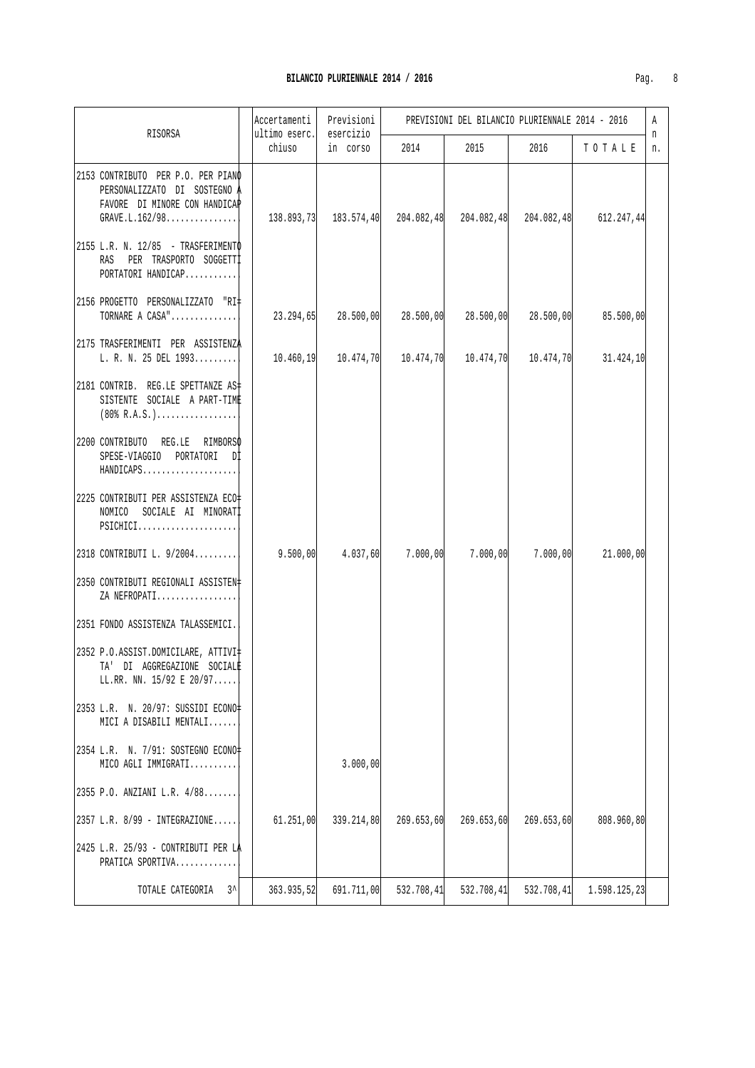## BILANCIO PLURIENNALE 2014 / 2016

| RISORSA | Accertamenti ultimo eserc. chiuso | Previsioni esercizio in corso | PREVISIONI DEL BILANCIO PLURIENNALE 2014 - 2016 | | | | An n. |
|---|---|---|---|---|---|---|---|
| | | | 2014 | 2015 | 2016 | T O T A L E | |
| 2153 CONTRIBUTO PER P.O. PER PIANO PERSONALIZZATO DI SOSTEGNO A FAVORE DI MINORE CON HANDICAP GRAVE.L.162/98............... | 138.893,73 | 183.574,40 | 204.082,48 | 204.082,48 | 204.082,48 | 612.247,44 | |
| 2155 L.R. N. 12/85 - TRASFERIMENTO RAS PER TRASPORTO SOGGETTI PORTATORI HANDICAP........... | | | | | | | |
| 2156 PROGETTO PERSONALIZZATO "RI= TORNARE A CASA".............. | 23.294,65 | 28.500,00 | 28.500,00 | 28.500,00 | 28.500,00 | 85.500,00 | |
| 2175 TRASFERIMENTI PER ASSISTENZA L. R. N. 25 DEL 1993......... | 10.460,19 | 10.474,70 | 10.474,70 | 10.474,70 | 10.474,70 | 31.424,10 | |
| 2181 CONTRIB. REG.LE SPETTANZE AS= SISTENTE SOCIALE A PART-TIME (80% R.A.S.)................. | | | | | | | |
| 2200 CONTRIBUTO REG.LE RIMBORSO SPESE-VIAGGIO PORTATORI DI HANDICAPS.................... | | | | | | | |
| 2225 CONTRIBUTI PER ASSISTENZA ECO= NOMICO SOCIALE AI MINORATI PSICHICI..................... | | | | | | | |
| 2318 CONTRIBUTI L. 9/2004......... | 9.500,00 | 4.037,60 | 7.000,00 | 7.000,00 | 7.000,00 | 21.000,00 | |
| 2350 CONTRIBUTI REGIONALI ASSISTEN= ZA NEFROPATI................. | | | | | | | |
| 2351 FONDO ASSISTENZA TALASSEMICI.. | | | | | | | |
| 2352 P.O.ASSIST.DOMICILARE, ATTIVI= TA' DI AGGREGAZIONE SOCIALE LL.RR. NN. 15/92 E 20/97..... | | | | | | | |
| 2353 L.R. N. 20/97: SUSSIDI ECONO= MICI A DISABILI MENTALI...... | | | | | | | |
| 2354 L.R. N. 7/91: SOSTEGNO ECONO= MICO AGLI IMMIGRATI.......... | | 3.000,00 | | | | | |
| 2355 P.O. ANZIANI L.R. 4/88....... | | | | | | | |
| 2357 L.R. 8/99 - INTEGRAZIONE..... | 61.251,00 | 339.214,80 | 269.653,60 | 269.653,60 | 269.653,60 | 808.960,80 | |
| 2425 L.R. 25/93 - CONTRIBUTI PER LA PRATICA SPORTIVA............. | | | | | | | |
| TOTALE CATEGORIA 3^ | 363.935,52 | 691.711,00 | 532.708,41 | 532.708,41 | 532.708,41 | 1.598.125,23 | |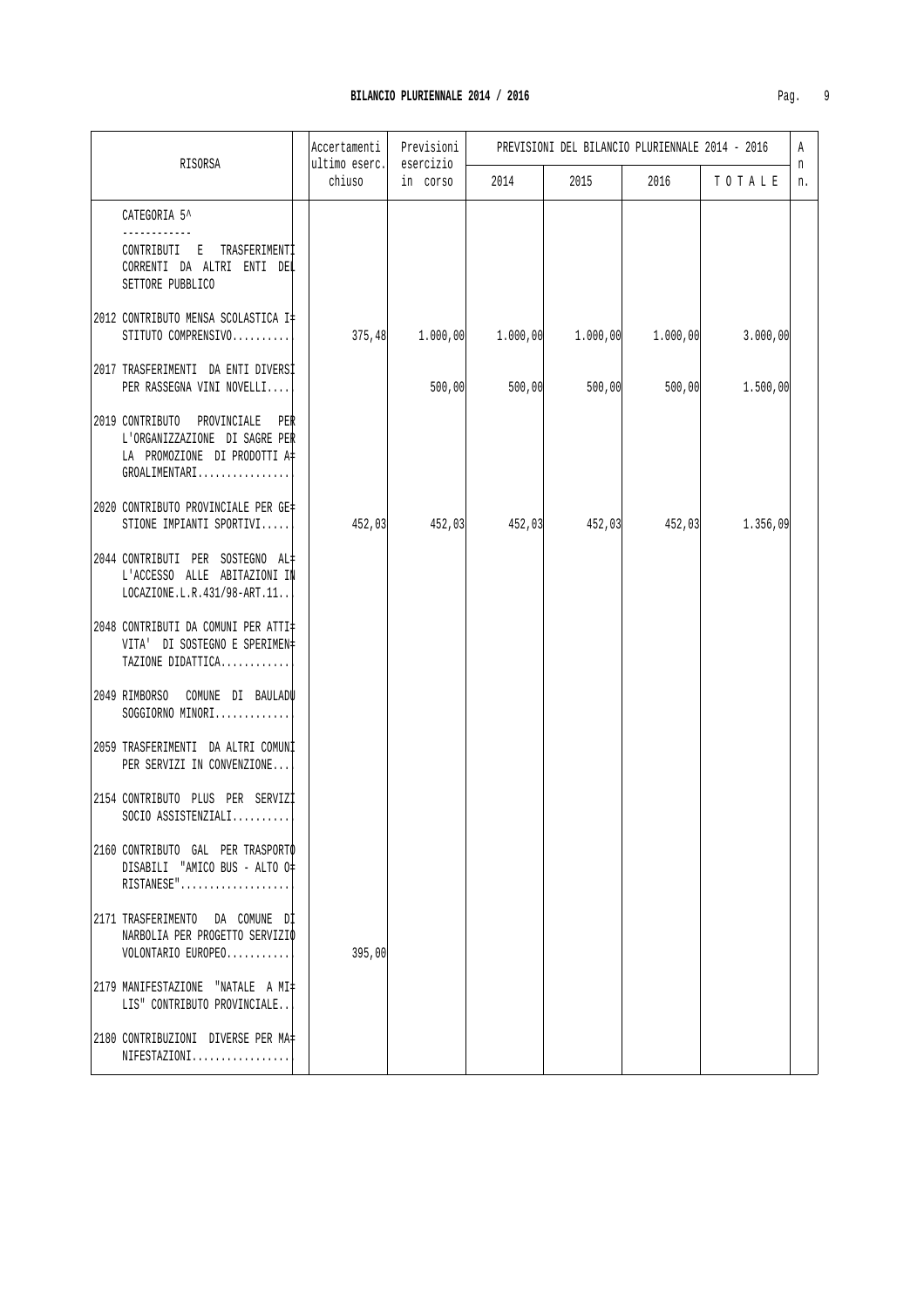## BILANCIO PLURIENNALE 2014 / 2016

| RISORSA | Accertamenti ultimo eserc. chiuso | Previsioni esercizio in corso | PREVISIONI DEL BILANCIO PLURIENNALE 2014 - 2016 | | | | A n n. |
|---|---|---|---|---|---|---|---|
| | | | 2014 | 2015 | 2016 | T O T A L E | |
| CATEGORIA 5^ ------------ CONTRIBUTI E TRASFERIMENTI CORRENTI DA ALTRI ENTI DEL SETTORE PUBBLICO | | | | | | | |
| 2012 CONTRIBUTO MENSA SCOLASTICA ISTITUTO COMPRENSIVO.......... | 375,48 | 1.000,00 | 1.000,00 | 1.000,00 | 1.000,00 | 3.000,00 | |
| 2017 TRASFERIMENTI DA ENTI DIVERSI PER RASSEGNA VINI NOVELLI.... | | 500,00 | 500,00 | 500,00 | 500,00 | 1.500,00 | |
| 2019 CONTRIBUTO PROVINCIALE PER L'ORGANIZZAZIONE DI SAGRE PER LA PROMOZIONE DI PRODOTTI AGROALIMENTARI................ | | | | | | | |
| 2020 CONTRIBUTO PROVINCIALE PER GESTIONE IMPIANTI SPORTIVI..... | 452,03 | 452,03 | 452,03 | 452,03 | 452,03 | 1.356,09 | |
| 2044 CONTRIBUTI PER SOSTEGNO ALL'ACCESSO ALLE ABITAZIONI IN LOCAZIONE.L.R.431/98-ART.11.. | | | | | | | |
| 2048 CONTRIBUTI DA COMUNI PER ATTIVITA' DI SOSTEGNO E SPERIMENTAZIONE DIDATTICA............ | | | | | | | |
| 2049 RIMBORSO COMUNE DI BAULADU SOGGIORNO MINORI............. | | | | | | | |
| 2059 TRASFERIMENTI DA ALTRI COMUNI PER SERVIZI IN CONVENZIONE... | | | | | | | |
| 2154 CONTRIBUTO PLUS PER SERVIZI SOCIO ASSISTENZIALI.......... | | | | | | | |
| 2160 CONTRIBUTO GAL PER TRASPORTO DISABILI "AMICO BUS - ALTO ORISTANESE"................... | | | | | | | |
| 2171 TRASFERIMENTO DA COMUNE DI NARBOLIA PER PROGETTO SERVIZIO VOLONTARIO EUROPEO........... | 395,00 | | | | | | |
| 2179 MANIFESTAZIONE "NATALE A MILIS" CONTRIBUTO PROVINCIALE.. | | | | | | | |
| 2180 CONTRIBUZIONI DIVERSE PER MANIFESTAZIONI................. | | | | | | | |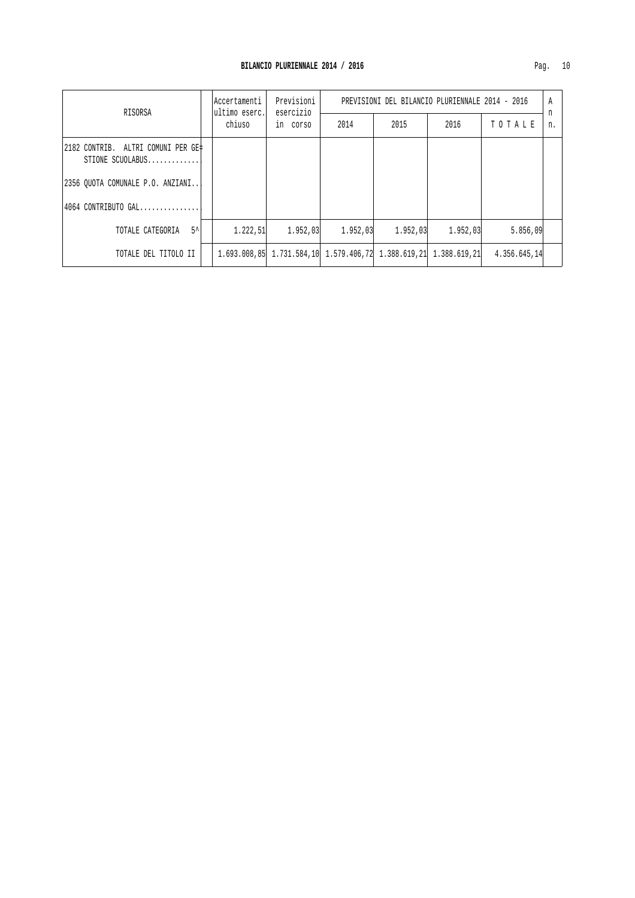## BILANCIO PLURIENNALE 2014 / 2016

| RISORSA | Accertamenti ultimo eserc. chiuso | Previsioni esercizio in corso | PREVISIONI DEL BILANCIO PLURIENNALE 2014 - 2016 | | | | A n n. |
|---|---|---|---|---|---|---|---|
| | | | 2014 | 2015 | 2016 | T O T A L E | |
| 2182 CONTRIB. ALTRI COMUNI PER GESTIONE SCUOLABUS............. | | | | | | | |
| 2356 QUOTA COMUNALE P.O. ANZIANI.. | | | | | | | |
| 4064 CONTRIBUTO GAL............... | | | | | | | |
| TOTALE CATEGORIA 5^ | 1.222,51 | 1.952,03 | 1.952,03 | 1.952,03 | 1.952,03 | 5.856,09 | |
| TOTALE DEL TITOLO II | 1.693.008,85 | 1.731.584,10 | 1.579.406,72 | 1.388.619,21 | 1.388.619,21 | 4.356.645,14 | |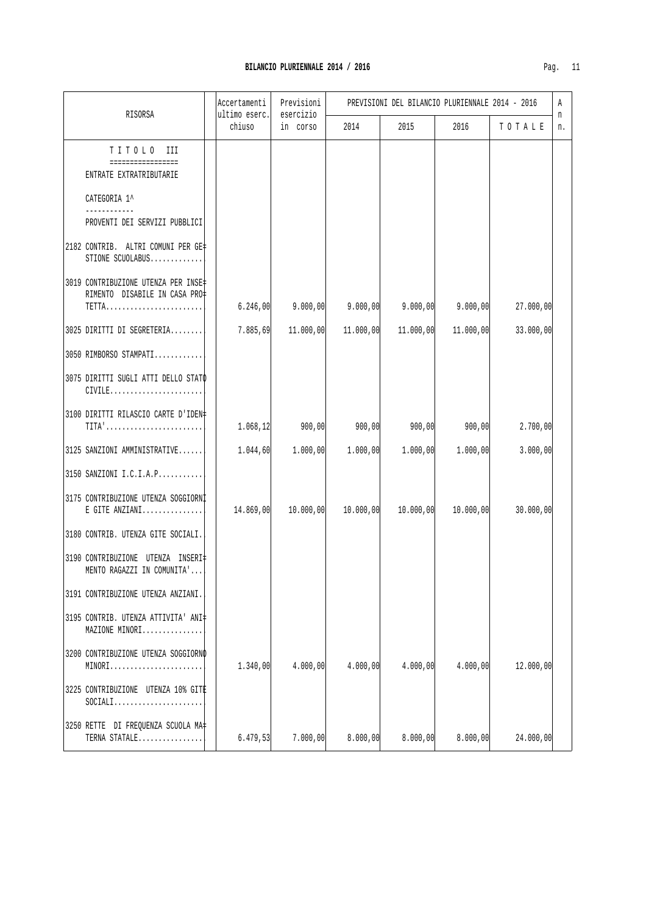## BILANCIO PLURIENNALE 2014 / 2016

| RISORSA | Accertamenti ultimo eserc. chiuso | Previsioni esercizio in corso | PREVISIONI DEL BILANCIO PLURIENNALE 2014 - 2016 | | | | An n. |
|---|---|---|---|---|---|---|---|
| | | | 2014 | 2015 | 2016 | T O T A L E | |
| **T I T O L O III** ENTRATE EXTRATRIBUTARIE | | | | | | | |
| CATEGORIA 1^ PROVENTI DEI SERVIZI PUBBLICI | | | | | | | |
| 2182 CONTRIB. ALTRI COMUNI PER GESTIONE SCUOLABUS............. | | | | | | | |
| 3019 CONTRIBUZIONE UTENZA PER INSERIMENTO DISABILE IN CASA PROTETTA........................ | 6.246,00 | 9.000,00 | 9.000,00 | 9.000,00 | 9.000,00 | 27.000,00 | |
| 3025 DIRITTI DI SEGRETERIA......... | 7.885,69 | 11.000,00 | 11.000,00 | 11.000,00 | 11.000,00 | 33.000,00 | |
| 3050 RIMBORSO STAMPATI............ | | | | | | | |
| 3075 DIRITTI SUGLI ATTI DELLO STATO CIVILE....................... | | | | | | | |
| 3100 DIRITTI RILASCIO CARTE D'IDENTITA'........................ | 1.068,12 | 900,00 | 900,00 | 900,00 | 900,00 | 2.700,00 | |
| 3125 SANZIONI AMMINISTRATIVE...... | 1.044,60 | 1.000,00 | 1.000,00 | 1.000,00 | 1.000,00 | 3.000,00 | |
| 3150 SANZIONI I.C.I.A.P........... | | | | | | | |
| 3175 CONTRIBUZIONE UTENZA SOGGIORNI E GITE ANZIANI............... | 14.869,00 | 10.000,00 | 10.000,00 | 10.000,00 | 10.000,00 | 30.000,00 | |
| 3180 CONTRIB. UTENZA GITE SOCIALI.. | | | | | | | |
| 3190 CONTRIBUZIONE UTENZA INSERIMENTO RAGAZZI IN COMUNITA'... | | | | | | | |
| 3191 CONTRIBUZIONE UTENZA ANZIANI.. | | | | | | | |
| 3195 CONTRIB. UTENZA ATTIVITA' ANIMAZIONE MINORI............... | | | | | | | |
| 3200 CONTRIBUZIONE UTENZA SOGGIORNO MINORI....................... | 1.340,00 | 4.000,00 | 4.000,00 | 4.000,00 | 4.000,00 | 12.000,00 | |
| 3225 CONTRIBUZIONE UTENZA 10% GITE SOCIALI...................... | | | | | | | |
| 3250 RETTE DI FREQUENZA SCUOLA MATERNA STATALE................ | 6.479,53 | 7.000,00 | 8.000,00 | 8.000,00 | 8.000,00 | 24.000,00 | |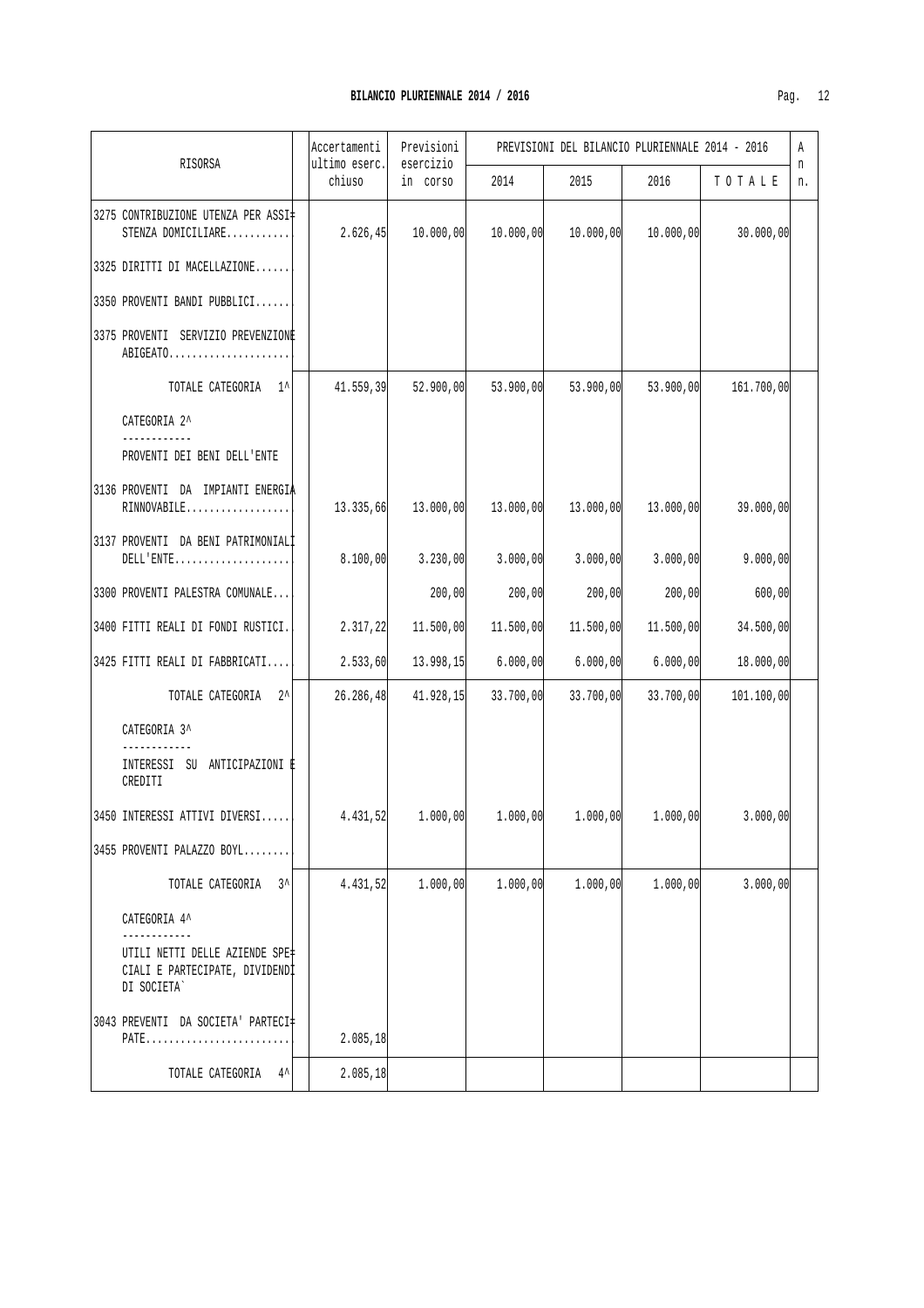**BILANCIO PLURIENNALE 2014 / 2016**

| RISORSA | Accertamenti ultimo eserc. chiuso | Previsioni esercizio in corso | PREVISIONI DEL BILANCIO PLURIENNALE 2014 - 2016 | | | | An n. |
|---|---|---|---|---|---|---|---|
| | | | 2014 | 2015 | 2016 | T O T A L E | |
| 3275 CONTRIBUZIONE UTENZA PER ASSISTENZA DOMICILIARE........... | 2.626,45 | 10.000,00 | 10.000,00 | 10.000,00 | 10.000,00 | 30.000,00 | |
| 3325 DIRITTI DI MACELLAZIONE...... | | | | | | | |
| 3350 PROVENTI BANDI PUBBLICI...... | | | | | | | |
| 3375 PROVENTI SERVIZIO PREVENZIONE ABIGEATO..................... | | | | | | | |
| TOTALE CATEGORIA 1^ | 41.559,39 | 52.900,00 | 53.900,00 | 53.900,00 | 53.900,00 | 161.700,00 | |
| CATEGORIA 2^ ------------ PROVENTI DEI BENI DELL'ENTE | | | | | | | |
| 3136 PROVENTI DA IMPIANTI ENERGIA RINNOVABILE.................. | 13.335,66 | 13.000,00 | 13.000,00 | 13.000,00 | 13.000,00 | 39.000,00 | |
| 3137 PROVENTI DA BENI PATRIMONIALI DELL'ENTE.................... | 8.100,00 | 3.230,00 | 3.000,00 | 3.000,00 | 3.000,00 | 9.000,00 | |
| 3300 PROVENTI PALESTRA COMUNALE... | | 200,00 | 200,00 | 200,00 | 200,00 | 600,00 | |
| 3400 FITTI REALI DI FONDI RUSTICI. | 2.317,22 | 11.500,00 | 11.500,00 | 11.500,00 | 11.500,00 | 34.500,00 | |
| 3425 FITTI REALI DI FABBRICATI.... | 2.533,60 | 13.998,15 | 6.000,00 | 6.000,00 | 6.000,00 | 18.000,00 | |
| TOTALE CATEGORIA 2^ | 26.286,48 | 41.928,15 | 33.700,00 | 33.700,00 | 33.700,00 | 101.100,00 | |
| CATEGORIA 3^ ------------ INTERESSI SU ANTICIPAZIONI E CREDITI | | | | | | | |
| 3450 INTERESSI ATTIVI DIVERSI..... | 4.431,52 | 1.000,00 | 1.000,00 | 1.000,00 | 1.000,00 | 3.000,00 | |
| 3455 PROVENTI PALAZZO BOYL........ | | | | | | | |
| TOTALE CATEGORIA 3^ | 4.431,52 | 1.000,00 | 1.000,00 | 1.000,00 | 1.000,00 | 3.000,00 | |
| CATEGORIA 4^ ------------ UTILI NETTI DELLE AZIENDE SPECIALI E PARTECIPATE, DIVIDENDI DI SOCIETA` | | | | | | | |
| 3043 PREVENTI DA SOCIETA' PARTECIPATE......................... | 2.085,18 | | | | | | |
| TOTALE CATEGORIA 4^ | 2.085,18 | | | | | | |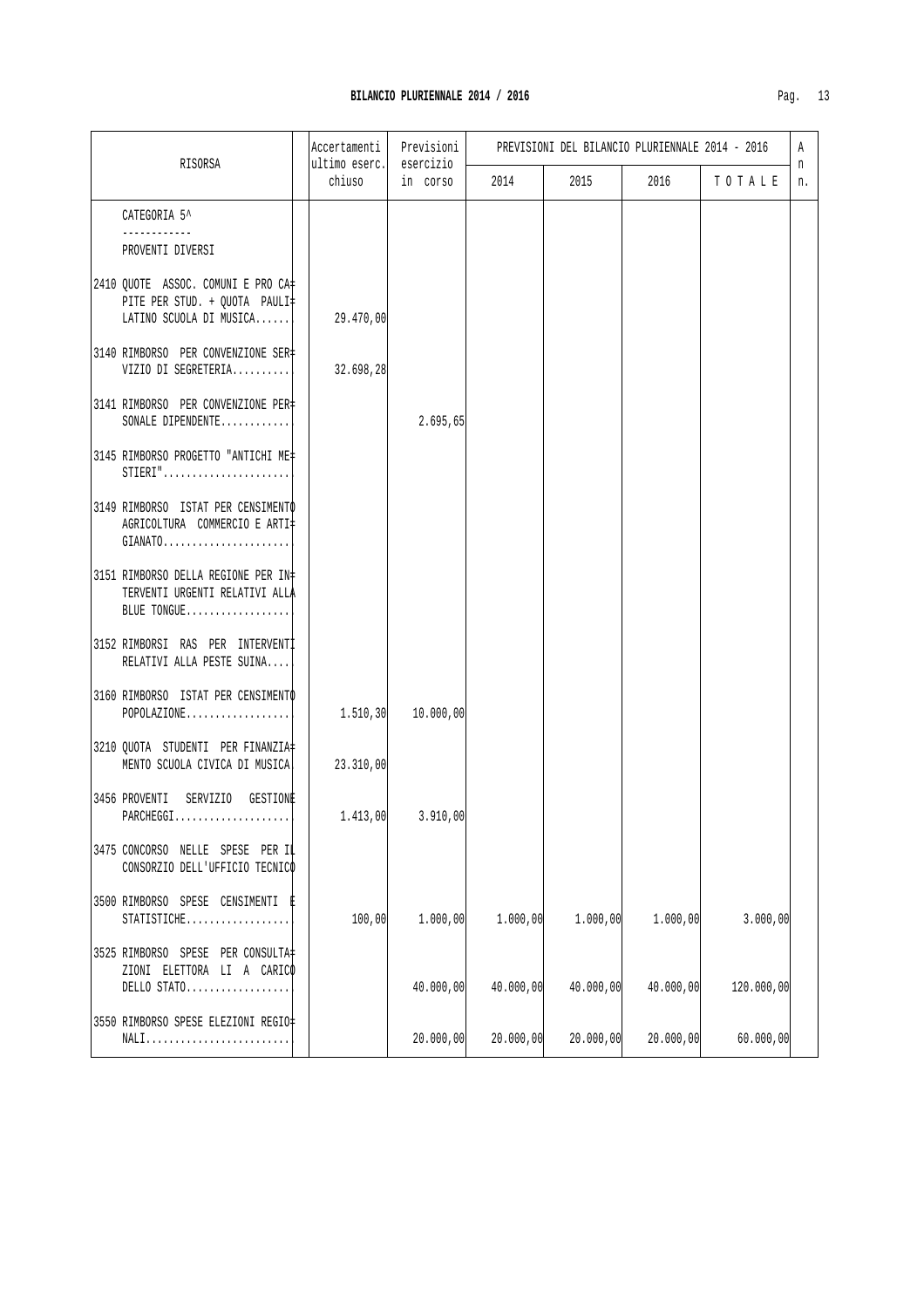## BILANCIO PLURIENNALE 2014 / 2016

| RISORSA | Accertamenti ultimo eserc. chiuso | Previsioni esercizio in corso | PREVISIONI DEL BILANCIO PLURIENNALE 2014 - 2016 | | | | A n n. |
|---|---|---|---|---|---|---|---|
| | | | 2014 | 2015 | 2016 | T O T A L E | |
| CATEGORIA 5^ ------------ PROVENTI DIVERSI | | | | | | | |
| 2410 QUOTE ASSOC. COMUNI E PRO CAPITE PER STUD. + QUOTA PAULILATINO SCUOLA DI MUSICA...... | 29.470,00 | | | | | | |
| 3140 RIMBORSO PER CONVENZIONE SERVIZIO DI SEGRETERIA.......... | 32.698,28 | | | | | | |
| 3141 RIMBORSO PER CONVENZIONE PERSONALE DIPENDENTE............ | | 2.695,65 | | | | | |
| 3145 RIMBORSO PROGETTO "ANTICHI MESTIERI"...................... | | | | | | | |
| 3149 RIMBORSO ISTAT PER CENSIMENTO AGRICOLTURA COMMERCIO E ARTIGIANATO...................... | | | | | | | |
| 3151 RIMBORSO DELLA REGIONE PER INTERVENTI URGENTI RELATIVI ALLA BLUE TONGUE.................. | | | | | | | |
| 3152 RIMBORSI RAS PER INTERVENTI RELATIVI ALLA PESTE SUINA.... | | | | | | | |
| 3160 RIMBORSO ISTAT PER CENSIMENTO POPOLAZIONE.................. | 1.510,30 | 10.000,00 | | | | | |
| 3210 QUOTA STUDENTI PER FINANZIAMENTO SCUOLA CIVICA DI MUSICA | 23.310,00 | | | | | | |
| 3456 PROVENTI SERVIZIO GESTIONE PARCHEGGI.................... | 1.413,00 | 3.910,00 | | | | | |
| 3475 CONCORSO NELLE SPESE PER IL CONSORZIO DELL'UFFICIO TECNICO | | | | | | | |
| 3500 RIMBORSO SPESE CENSIMENTI E STATISTICHE.................. | 100,00 | 1.000,00 | 1.000,00 | 1.000,00 | 1.000,00 | 3.000,00 | |
| 3525 RIMBORSO SPESE PER CONSULTAZIONI ELETTORA LI A CARICO DELLO STATO.................. | | 40.000,00 | 40.000,00 | 40.000,00 | 40.000,00 | 120.000,00 | |
| 3550 RIMBORSO SPESE ELEZIONI REGIONALI......................... | | 20.000,00 | 20.000,00 | 20.000,00 | 20.000,00 | 60.000,00 | |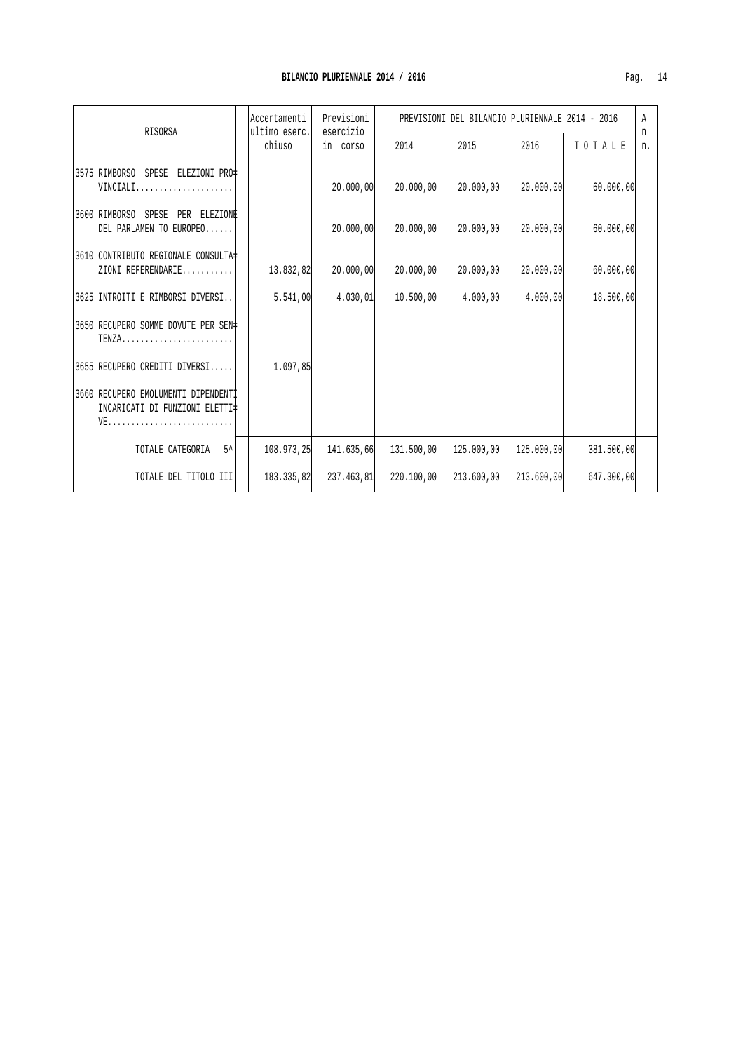## BILANCIO PLURIENNALE 2014 / 2016

| RISORSA | Accertamenti ultimo eserc. chiuso | Previsioni esercizio in corso | PREVISIONI DEL BILANCIO PLURIENNALE 2014 - 2016 | | | | A n n. |
|---|---|---|---|---|---|---|---|
| | | | 2014 | 2015 | 2016 | T O T A L E | |
| 3575 RIMBORSO SPESE ELEZIONI PROVINCIALI..................... | | 20.000,00 | 20.000,00 | 20.000,00 | 20.000,00 | 60.000,00 | |
| 3600 RIMBORSO SPESE PER ELEZIONE DEL PARLAMEN TO EUROPEO...... | | 20.000,00 | 20.000,00 | 20.000,00 | 20.000,00 | 60.000,00 | |
| 3610 CONTRIBUTO REGIONALE CONSULTAZIONI REFERENDARIE........... | 13.832,82 | 20.000,00 | 20.000,00 | 20.000,00 | 20.000,00 | 60.000,00 | |
| 3625 INTROITI E RIMBORSI DIVERSI.. | 5.541,00 | 4.030,01 | 10.500,00 | 4.000,00 | 4.000,00 | 18.500,00 | |
| 3650 RECUPERO SOMME DOVUTE PER SENTENZA......................... | | | | | | | |
| 3655 RECUPERO CREDITI DIVERSI..... | 1.097,85 | | | | | | |
| 3660 RECUPERO EMOLUMENTI DIPENDENTI INCARICATI DI FUNZIONI ELETTIVE........................... | | | | | | | |
| TOTALE CATEGORIA 5^ | 108.973,25 | 141.635,66 | 131.500,00 | 125.000,00 | 125.000,00 | 381.500,00 | |
| TOTALE DEL TITOLO III | 183.335,82 | 237.463,81 | 220.100,00 | 213.600,00 | 213.600,00 | 647.300,00 | |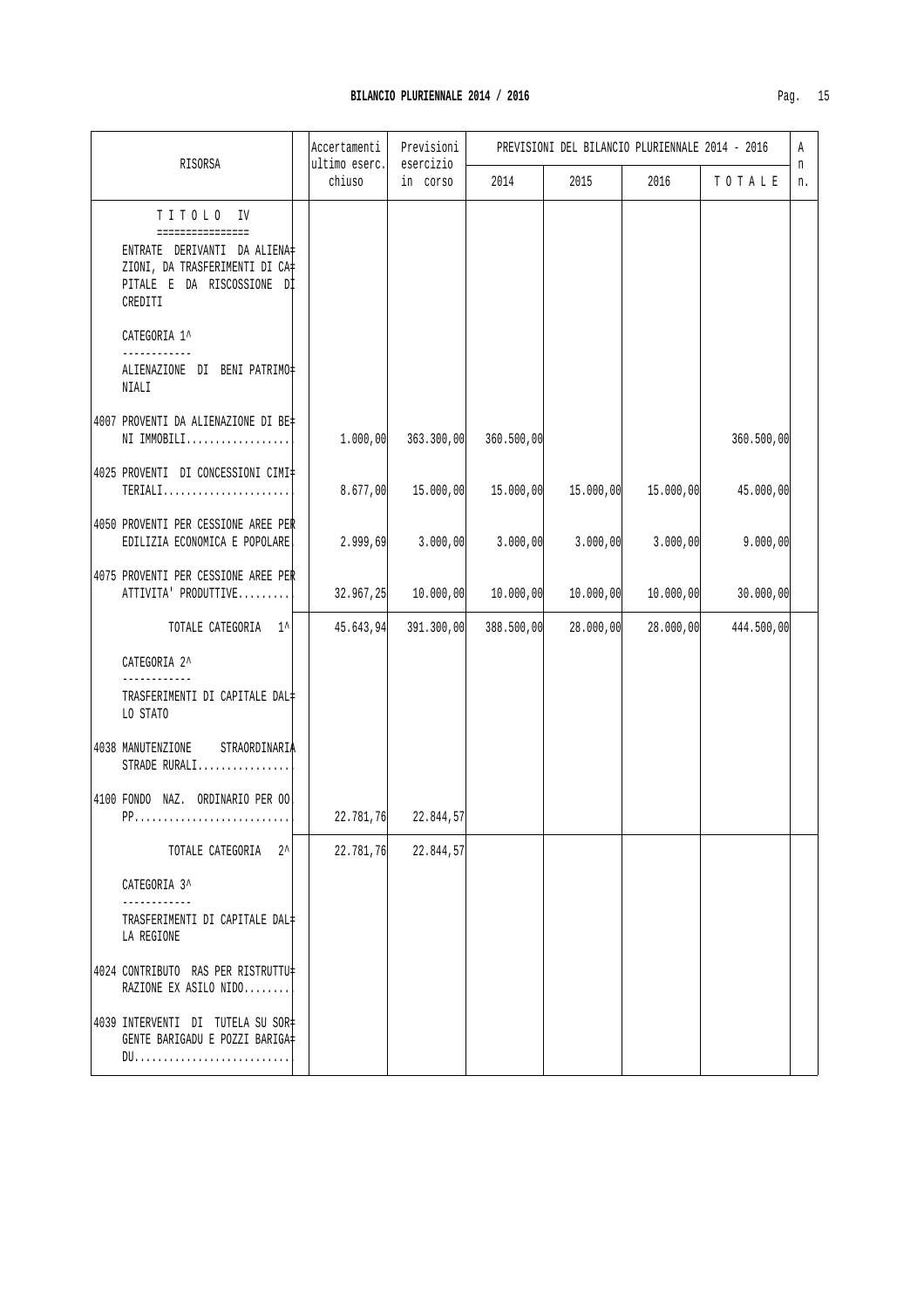| RISORSA | Accertamenti ultimo eserc. chiuso | Previsioni esercizio in corso | PREVISIONI DEL BILANCIO PLURIENNALE 2014 - 2016 | | | | An n. |
|---|---|---|---|---|---|---|---|
| | | | 2014 | 2015 | 2016 | TOTALE | |
| TITOLO IV<br>================<br>ENTRATE DERIVANTI DA ALIENAZIONI, DA TRASFERIMENTI DI CAPITALE E DA RISCOSSIONE DI CREDITI | | | | | | | |
| CATEGORIA 1^<br>------------<br>ALIENAZIONE DI BENI PATRIMONIALI | | | | | | | |
| 4007 PROVENTI DA ALIENAZIONE DI BENI IMMOBILI.................. | 1.000,00 | 363.300,00 | 360.500,00 | | | 360.500,00 | |
| 4025 PROVENTI DI CONCESSIONI CIMITERIALI...................... | 8.677,00 | 15.000,00 | 15.000,00 | 15.000,00 | 15.000,00 | 45.000,00 | |
| 4050 PROVENTI PER CESSIONE AREE PER EDILIZIA ECONOMICA E POPOLARE | 2.999,69 | 3.000,00 | 3.000,00 | 3.000,00 | 3.000,00 | 9.000,00 | |
| 4075 PROVENTI PER CESSIONE AREE PER ATTIVITA' PRODUTTIVE.......... | 32.967,25 | 10.000,00 | 10.000,00 | 10.000,00 | 10.000,00 | 30.000,00 | |
| TOTALE CATEGORIA 1^ | 45.643,94 | 391.300,00 | 388.500,00 | 28.000,00 | 28.000,00 | 444.500,00 | |
| CATEGORIA 2^<br>------------<br>TRASFERIMENTI DI CAPITALE DALLO STATO | | | | | | | |
| 4038 MANUTENZIONE STRAORDINARIA STRADE RURALI................ | | | | | | | |
| 4100 FONDO NAZ. ORDINARIO PER OO. PP........................... | 22.781,76 | 22.844,57 | | | | | |
| TOTALE CATEGORIA 2^ | 22.781,76 | 22.844,57 | | | | | |
| CATEGORIA 3^<br>------------<br>TRASFERIMENTI DI CAPITALE DALLA REGIONE | | | | | | | |
| 4024 CONTRIBUTO RAS PER RISTRUTTURAZIONE EX ASILO NIDO........ | | | | | | | |
| 4039 INTERVENTI DI TUTELA SU SORGENTE BARIGADU E POZZI BARIGADU........................... | | | | | | | |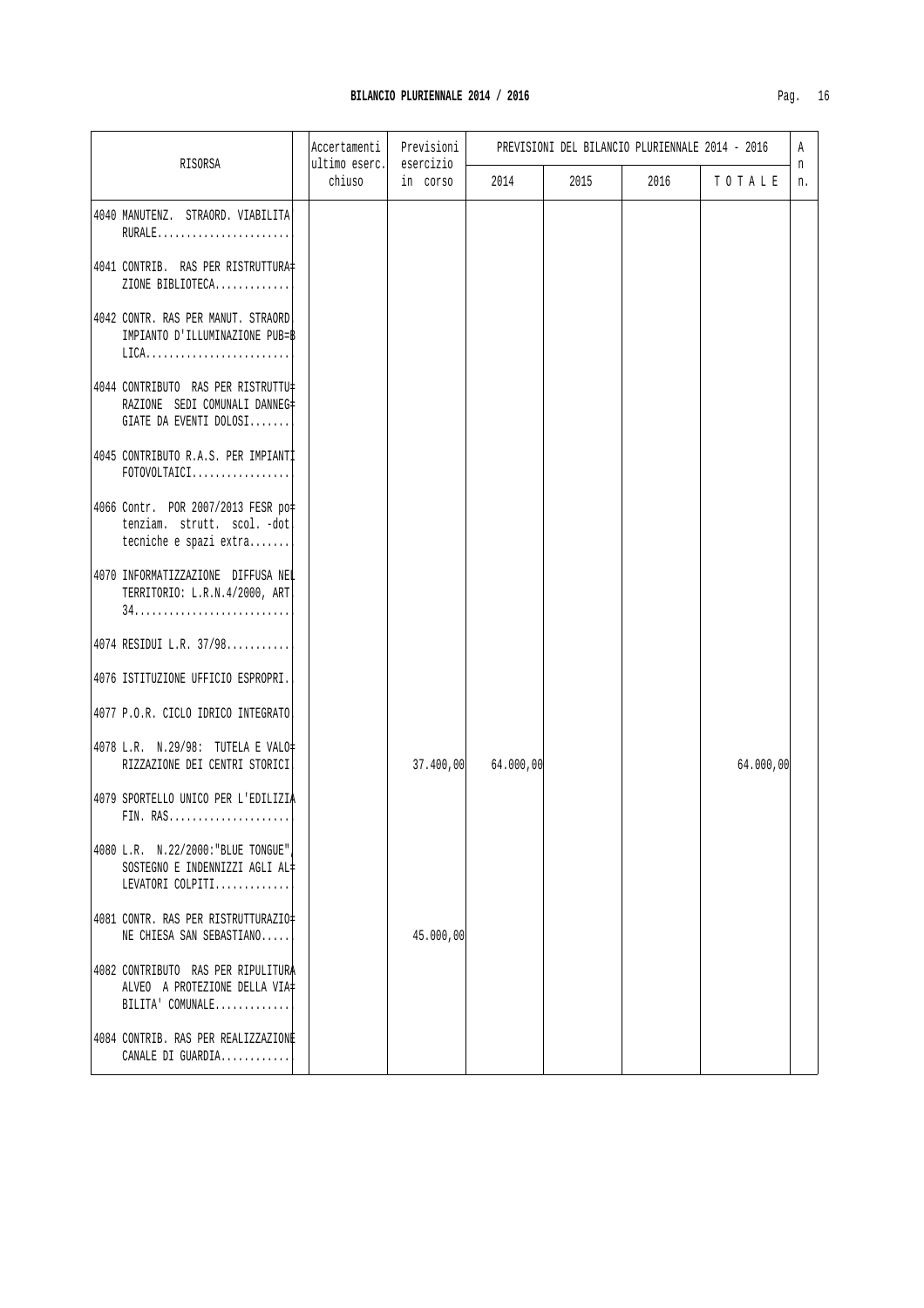## BILANCIO PLURIENNALE 2014 / 2016

| RISORSA | Accertamenti ultimo eserc. chiuso | Previsioni esercizio in corso | PREVISIONI DEL BILANCIO PLURIENNALE 2014 - 2016 | | | | A n n. |
|---|---|---|---|---|---|---|---|
| | | | 2014 | 2015 | 2016 | T O T A L E | |
| 4040 MANUTENZ. STRAORD. VIABILITA RURALE....................... | | | | | | | |
| 4041 CONTRIB. RAS PER RISTRUTTURA= ZIONE BIBLIOTECA............. | | | | | | | |
| 4042 CONTR. RAS PER MANUT. STRAORD IMPIANTO D'ILLUMINAZIONE PUB=B LICA......................... | | | | | | | |
| 4044 CONTRIBUTO RAS PER RISTRUTTU= RAZIONE SEDI COMUNALI DANNEG= GIATE DA EVENTI DOLOSI....... | | | | | | | |
| 4045 CONTRIBUTO R.A.S. PER IMPIANTI FOTOVOLTAICI................. | | | | | | | |
| 4066 Contr. POR 2007/2013 FESR po= tenziam. strutt. scol. -dot tecniche e spazi extra....... | | | | | | | |
| 4070 INFORMATIZZAZIONE DIFFUSA NEL TERRITORIO: L.R.N.4/2000, ART 34........................... | | | | | | | |
| 4074 RESIDUI L.R. 37/98........... | | | | | | | |
| 4076 ISTITUZIONE UFFICIO ESPROPRI. | | | | | | | |
| 4077 P.O.R. CICLO IDRICO INTEGRATO | | | | | | | |
| 4078 L.R. N.29/98: TUTELA E VALO= RIZZAZIONE DEI CENTRI STORICI | | 37.400,00 | 64.000,00 | | | 64.000,00 | |
| 4079 SPORTELLO UNICO PER L'EDILIZIA FIN. RAS..................... | | | | | | | |
| 4080 L.R. N.22/2000:"BLUE TONGUE", SOSTEGNO E INDENNIZZI AGLI AL= LEVATORI COLPITI............. | | | | | | | |
| 4081 CONTR. RAS PER RISTRUTTURAZIO= NE CHIESA SAN SEBASTIANO..... | | 45.000,00 | | | | | |
| 4082 CONTRIBUTO RAS PER RIPULITURA ALVEO A PROTEZIONE DELLA VIA= BILITA' COMUNALE............. | | | | | | | |
| 4084 CONTRIB. RAS PER REALIZZAZIONE CANALE DI GUARDIA............ | | | | | | | |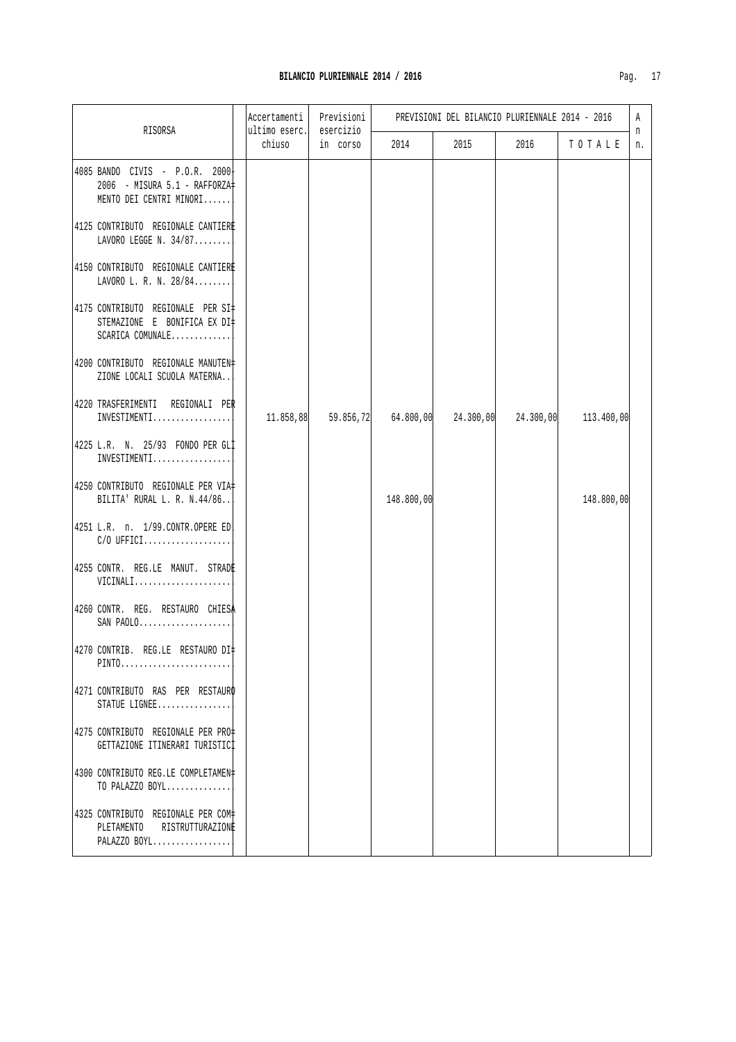| RISORSA | Accertamenti ultimo eserc. chiuso | Previsioni esercizio in corso | PREVISIONI DEL BILANCIO PLURIENNALE 2014 - 2016 | | | | An n. |
|---|---|---|---|---|---|---|---|
| | | | 2014 | 2015 | 2016 | T O T A L E | |
| 4085 BANDO CIVIS - P.O.R. 2000-2006 - MISURA 5.1 - RAFFORZAMENTO DEI CENTRI MINORI...... | | | | | | | |
| 4125 CONTRIBUTO REGIONALE CANTIERE LAVORO LEGGE N. 34/87........ | | | | | | | |
| 4150 CONTRIBUTO REGIONALE CANTIERE LAVORO L. R. N. 28/84........ | | | | | | | |
| 4175 CONTRIBUTO REGIONALE PER SISTEMAZIONE E BONIFICA EX DISCARICA COMUNALE............. | | | | | | | |
| 4200 CONTRIBUTO REGIONALE MANUTENZIONE LOCALI SCUOLA MATERNA.. | | | | | | | |
| 4220 TRASFERIMENTI REGIONALI PER INVESTIMENTI................. | 11.858,88 | 59.856,72 | 64.800,00 | 24.300,00 | 24.300,00 | 113.400,00 | |
| 4225 L.R. N. 25/93 FONDO PER GLI INVESTIMENTI................. | | | | | | | |
| 4250 CONTRIBUTO REGIONALE PER VIABILITA' RURAL L. R. N.44/86.. | | | 148.800,00 | | | 148.800,00 | |
| 4251 L.R. n. 1/99.CONTR.OPERE ED. C/O UFFICI................... | | | | | | | |
| 4255 CONTR. REG.LE MANUT. STRADE VICINALI..................... | | | | | | | |
| 4260 CONTR. REG. RESTAURO CHIESA SAN PAOLO.................... | | | | | | | |
| 4270 CONTRIB. REG.LE RESTAURO DIPINTO......................... | | | | | | | |
| 4271 CONTRIBUTO RAS PER RESTAURO STATUE LIGNEE................ | | | | | | | |
| 4275 CONTRIBUTO REGIONALE PER PROGETTAZIONE ITINERARI TURISTICI | | | | | | | |
| 4300 CONTRIBUTO REG.LE COMPLETAMENTO PALAZZO BOYL.............. | | | | | | | |
| 4325 CONTRIBUTO REGIONALE PER COMPLETAMENTO RISTRUTTURAZIONE PALAZZO BOYL................. | | | | | | | |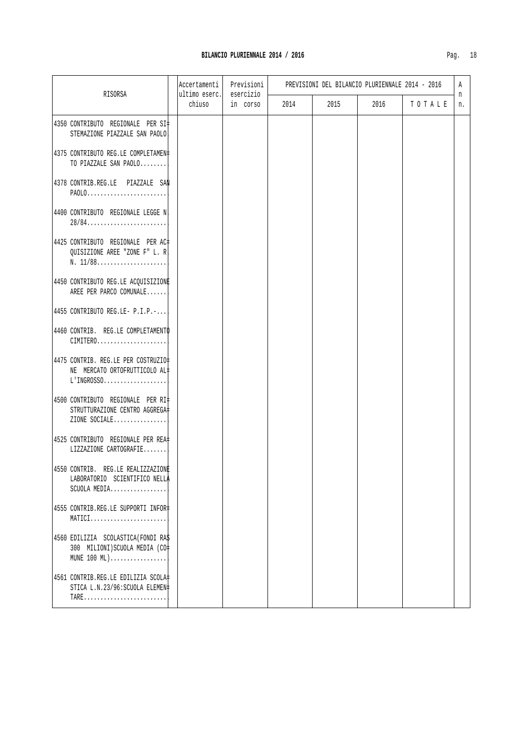## BILANCIO PLURIENNALE 2014 / 2016

| RISORSA | Accertamenti ultimo eserc. chiuso | Previsioni esercizio in corso | PREVISIONI DEL BILANCIO PLURIENNALE 2014 - 2016 | | | | A n n. |
|---|---|---|---|---|---|---|---|
| | | | 2014 | 2015 | 2016 | T O T A L E | |
| 4350 CONTRIBUTO REGIONALE PER SI= STEMAZIONE PIAZZALE SAN PAOLO | | | | | | | |
| 4375 CONTRIBUTO REG.LE COMPLETAMEN= TO PIAZZALE SAN PAOLO........ | | | | | | | |
| 4378 CONTRIB.REG.LE PIAZZALE SAN PAOLO........................ | | | | | | | |
| 4400 CONTRIBUTO REGIONALE LEGGE N. 28/84........................ | | | | | | | |
| 4425 CONTRIBUTO REGIONALE PER AC= QUISIZIONE AREE "ZONE F" L. R. N. 11/88..................... | | | | | | | |
| 4450 CONTRIBUTO REG.LE ACQUISIZIONE AREE PER PARCO COMUNALE...... | | | | | | | |
| 4455 CONTRIBUTO REG.LE- P.I.P.-.... | | | | | | | |
| 4460 CONTRIB. REG.LE COMPLETAMENTO CIMITERO..................... | | | | | | | |
| 4475 CONTRIB. REG.LE PER COSTRUZIO= NE MERCATO ORTOFRUTTICOLO AL= L'INGROSSO................... | | | | | | | |
| 4500 CONTRIBUTO REGIONALE PER RI= STRUTTURAZIONE CENTRO AGGREGA= ZIONE SOCIALE................ | | | | | | | |
| 4525 CONTRIBUTO REGIONALE PER REA= LIZZAZIONE CARTOGRAFIE....... | | | | | | | |
| 4550 CONTRIB. REG.LE REALIZZAZIONE LABORATORIO SCIENTIFICO NELLA SCUOLA MEDIA................. | | | | | | | |
| 4555 CONTRIB.REG.LE SUPPORTI INFOR= MATICI....................... | | | | | | | |
| 4560 EDILIZIA SCOLASTICA(FONDI RAS 300 MILIONI)SCUOLA MEDIA (CO= MUNE 100 ML)................. | | | | | | | |
| 4561 CONTRIB.REG.LE EDILIZIA SCOLA= STICA L.N.23/96:SCUOLA ELEMEN= TARE......................... | | | | | | | |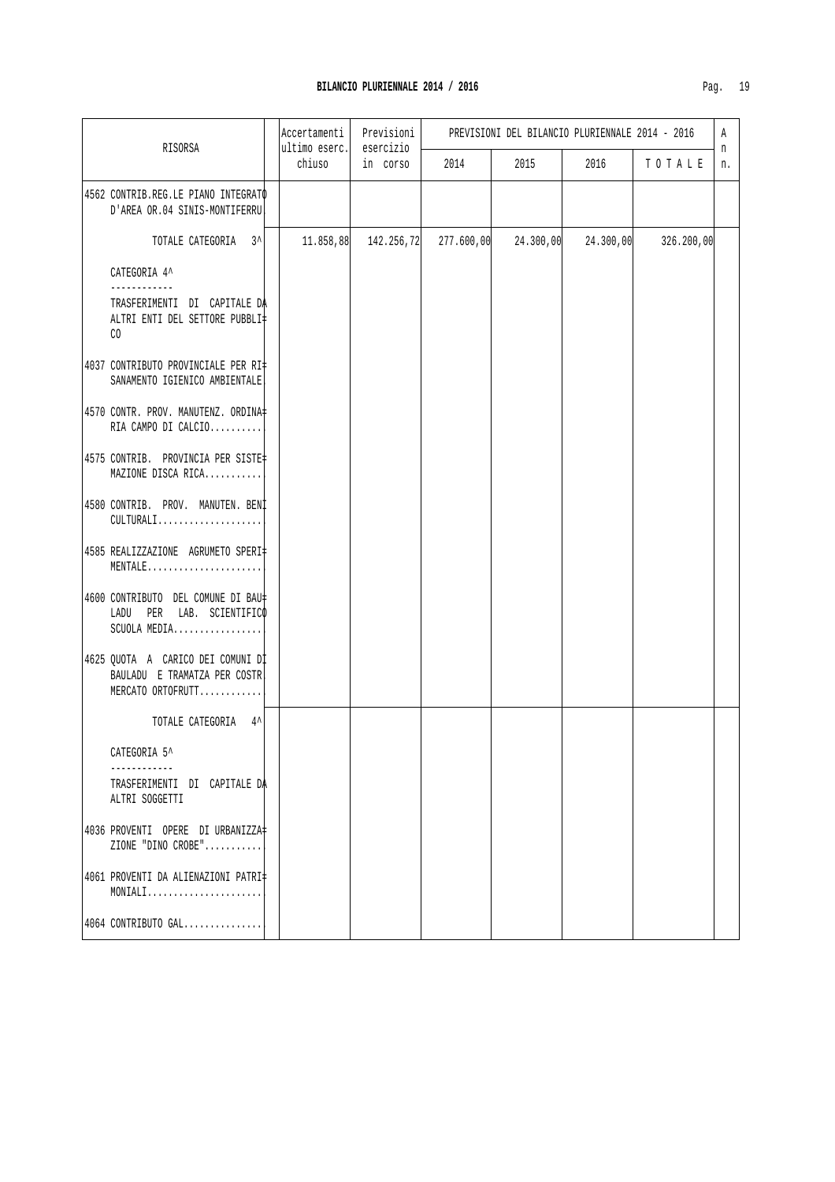# BILANCIO PLURIENNALE 2014 / 2016

| RISORSA | Accertamenti ultimo eserc. chiuso | Previsioni esercizio in corso | PREVISIONI DEL BILANCIO PLURIENNALE 2014 - 2016 | | | | A n n. |
|---|---|---|---|---|---|---|---|
| | | | 2014 | 2015 | 2016 | T O T A L E | |
| 4562 CONTRIB.REG.LE PIANO INTEGRATO D'AREA OR.04 SINIS-MONTIFERRU | | | | | | | |
| TOTALE CATEGORIA 3^ | 11.858,88 | 142.256,72 | 277.600,00 | 24.300,00 | 24.300,00 | 326.200,00 | |
| CATEGORIA 4^ ------------ TRASFERIMENTI DI CAPITALE DA ALTRI ENTI DEL SETTORE PUBBLICO | | | | | | | |
| 4037 CONTRIBUTO PROVINCIALE PER RISANAMENTO IGIENICO AMBIENTALE | | | | | | | |
| 4570 CONTR. PROV. MANUTENZ. ORDINARIA CAMPO DI CALCIO.......... | | | | | | | |
| 4575 CONTRIB. PROVINCIA PER SISTEMAZIONE DISCA RICA........... | | | | | | | |
| 4580 CONTRIB. PROV. MANUTEN. BENI CULTURALI.................... | | | | | | | |
| 4585 REALIZZAZIONE AGRUMETO SPERIMENTALE...................... | | | | | | | |
| 4600 CONTRIBUTO DEL COMUNE DI BAULADU PER LAB. SCIENTIFICO SCUOLA MEDIA................. | | | | | | | |
| 4625 QUOTA A CARICO DEI COMUNI DI BAULADU E TRAMATZA PER COSTR. MERCATO ORTOFRUTT............ | | | | | | | |
| TOTALE CATEGORIA 4^ | | | | | | | |
| CATEGORIA 5^ ------------ TRASFERIMENTI DI CAPITALE DA ALTRI SOGGETTI | | | | | | | |
| 4036 PROVENTI OPERE DI URBANIZZAZIONE "DINO CROBE"........... | | | | | | | |
| 4061 PROVENTI DA ALIENAZIONI PATRIMONIALI...................... | | | | | | | |
| 4064 CONTRIBUTO GAL............... | | | | | | | |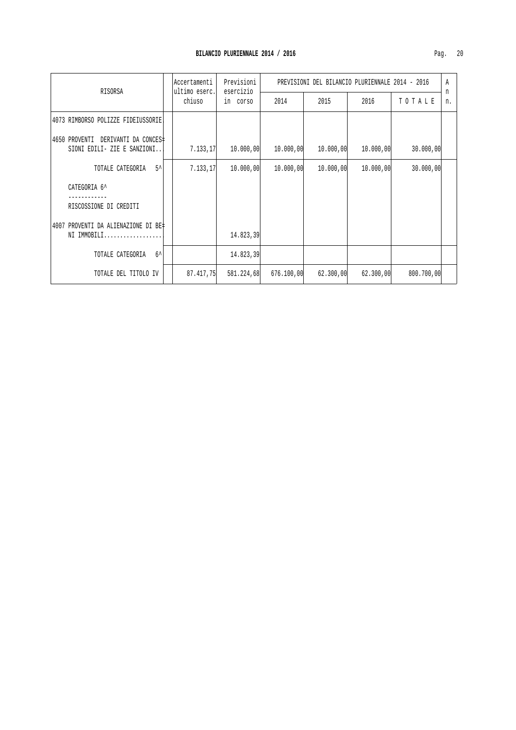| RISORSA | Accertamenti ultimo eserc. chiuso | Previsioni esercizio in corso | PREVISIONI DEL BILANCIO PLURIENNALE 2014 - 2016 | | | | A n n. |
|---|---|---|---|---|---|---|---|
| | | | 2014 | 2015 | 2016 | T O T A L E | |
| 4073 RIMBORSO POLIZZE FIDEIUSSORIE. | | | | | | | |
| 4650 PROVENTI DERIVANTI DA CONCESSIONI EDILI- ZIE E SANZIONI... | 7.133,17 | 10.000,00 | 10.000,00 | 10.000,00 | 10.000,00 | 30.000,00 | |
| TOTALE CATEGORIA 5^ | 7.133,17 | 10.000,00 | 10.000,00 | 10.000,00 | 10.000,00 | 30.000,00 | |
| CATEGORIA 6^<br>------------<br>RISCOSSIONE DI CREDITI | | | | | | | |
| 4007 PROVENTI DA ALIENAZIONE DI BENI IMMOBILI.................. | | 14.823,39 | | | | | |
| TOTALE CATEGORIA 6^ | | 14.823,39 | | | | | |
| TOTALE DEL TITOLO IV | 87.417,75 | 581.224,68 | 676.100,00 | 62.300,00 | 62.300,00 | 800.700,00 | |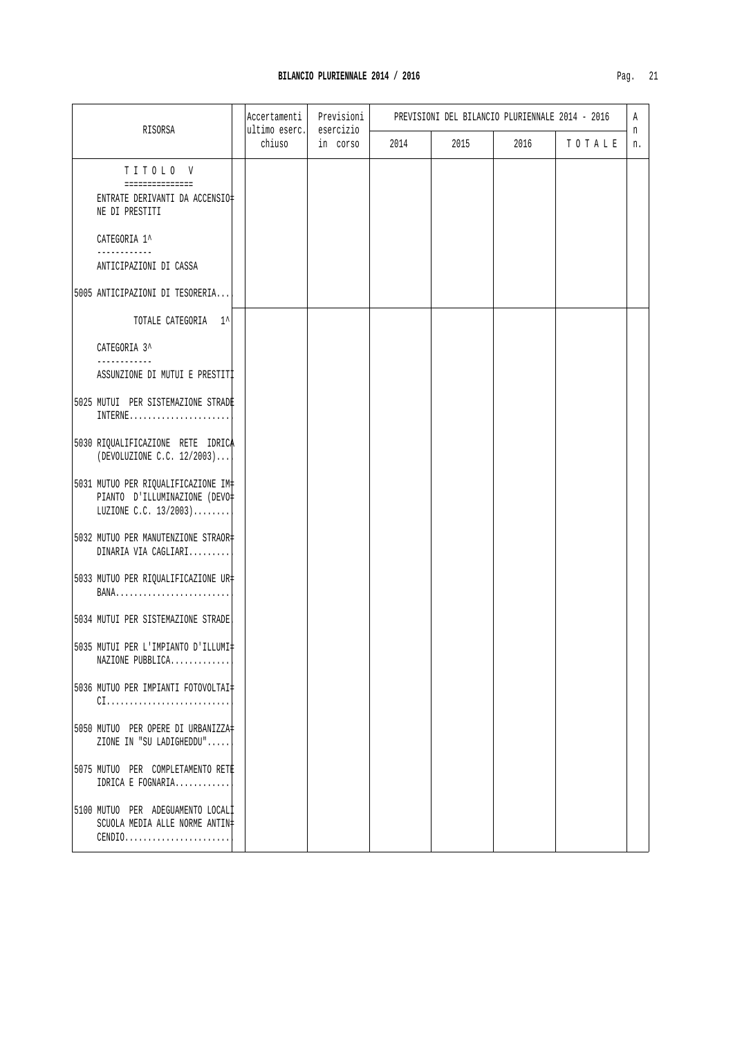# BILANCIO PLURIENNALE 2014 / 2016

| RISORSA | Accertamenti ultimo eserc. chiuso | Previsioni esercizio in corso | PREVISIONI DEL BILANCIO PLURIENNALE 2014 - 2016 | | | | An n. |
|---|---|---|---|---|---|---|---|
| | | | 2014 | 2015 | 2016 | T O T A L E | |
| T I T O L O V<br>===============<br>ENTRATE DERIVANTI DA ACCENSIONE DI PRESTITI<br><br>CATEGORIA 1^<br>------------<br>ANTICIPAZIONI DI CASSA | | | | | | | |
| 5005 ANTICIPAZIONI DI TESORERIA... | | | | | | | |
| TOTALE CATEGORIA 1^ | | | | | | | |
| CATEGORIA 3^<br>------------<br>ASSUNZIONE DI MUTUI E PRESTITI | | | | | | | |
| 5025 MUTUI PER SISTEMAZIONE STRADE INTERNE...................... | | | | | | | |
| 5030 RIQUALIFICAZIONE RETE IDRICA (DEVOLUZIONE C.C. 12/2003)... | | | | | | | |
| 5031 MUTUO PER RIQUALIFICAZIONE IMPIANTO D'ILLUMINAZIONE (DEVOLUZIONE C.C. 13/2003)........ | | | | | | | |
| 5032 MUTUO PER MANUTENZIONE STRAORDINARIA VIA CAGLIARI......... | | | | | | | |
| 5033 MUTUO PER RIQUALIFICAZIONE URBANA......................... | | | | | | | |
| 5034 MUTUI PER SISTEMAZIONE STRADE | | | | | | | |
| 5035 MUTUI PER L'IMPIANTO D'ILLUMINAZIONE PUBBLICA............. | | | | | | | |
| 5036 MUTUO PER IMPIANTI FOTOVOLTAICI........................... | | | | | | | |
| 5050 MUTUO PER OPERE DI URBANIZZAZIONE IN "SU LADIGHEDDU"..... | | | | | | | |
| 5075 MUTUO PER COMPLETAMENTO RETE IDRICA E FOGNARIA............ | | | | | | | |
| 5100 MUTUO PER ADEGUAMENTO LOCALI SCUOLA MEDIA ALLE NORME ANTINCENDIO....................... | | | | | | | |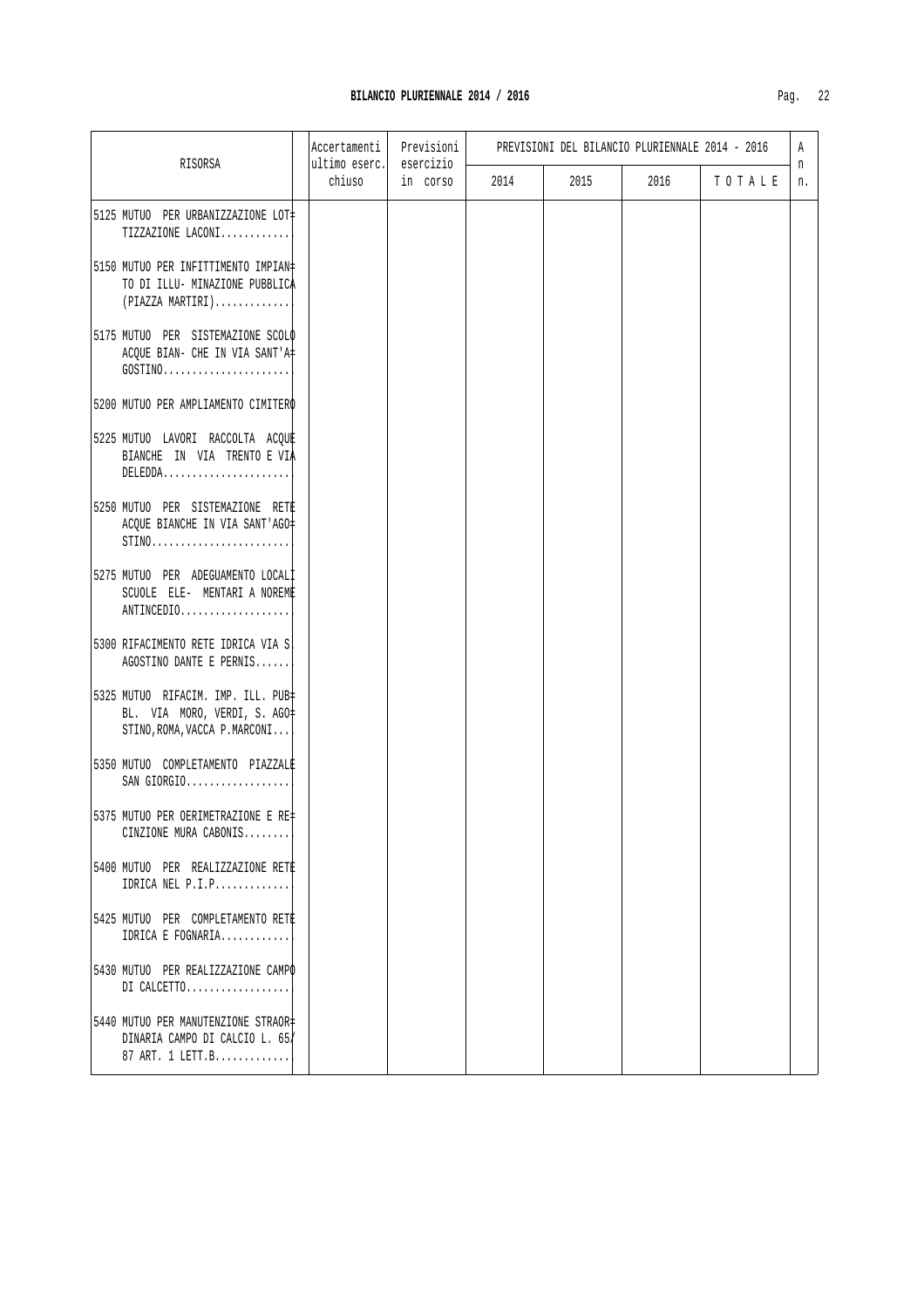## BILANCIO PLURIENNALE 2014 / 2016

| RISORSA | Accertamenti ultimo eserc. chiuso | Previsioni esercizio in corso | PREVISIONI DEL BILANCIO PLURIENNALE 2014 - 2016 2014 | 2015 | 2016 | T O T A L E | A n n. |
|---|---|---|---|---|---|---|---|
| 5125 MUTUO PER URBANIZZAZIONE LOTTIZZAZIONE LACONI............ | | | | | | | |
| 5150 MUTUO PER INFITTIMENTO IMPIANTO DI ILLU- MINAZIONE PUBBLICA (PIAZZA MARTIRI)............. | | | | | | | |
| 5175 MUTUO PER SISTEMAZIONE SCOLO ACQUE BIAN- CHE IN VIA SANT'AGOSTINO...................... | | | | | | | |
| 5200 MUTUO PER AMPLIAMENTO CIMITERO | | | | | | | |
| 5225 MUTUO LAVORI RACCOLTA ACQUE BIANCHE IN VIA TRENTO E VIA DELEDDA...................... | | | | | | | |
| 5250 MUTUO PER SISTEMAZIONE RETE ACQUE BIANCHE IN VIA SANT'AGOSTINO........................ | | | | | | | |
| 5275 MUTUO PER ADEGUAMENTO LOCALI SCUOLE ELE- MENTARI A NOREME ANTINCEDIO................... | | | | | | | |
| 5300 RIFACIMENTO RETE IDRICA VIA S. AGOSTINO DANTE E PERNIS...... | | | | | | | |
| 5325 MUTUO RIFACIM. IMP. ILL. PUBBL. VIA MORO, VERDI, S. AGOSTINO,ROMA,VACCA P.MARCONI... | | | | | | | |
| 5350 MUTUO COMPLETAMENTO PIAZZALE SAN GIORGIO.................. | | | | | | | |
| 5375 MUTUO PER OERIMETRAZIONE E RECINZIONE MURA CABONIS........ | | | | | | | |
| 5400 MUTUO PER REALIZZAZIONE RETE IDRICA NEL P.I.P............. | | | | | | | |
| 5425 MUTUO PER COMPLETAMENTO RETE IDRICA E FOGNARIA............ | | | | | | | |
| 5430 MUTUO PER REALIZZAZIONE CAMPO DI CALCETTO.................. | | | | | | | |
| 5440 MUTUO PER MANUTENZIONE STRAORDINARIA CAMPO DI CALCIO L. 65/87 ART. 1 LETT.B............. | | | | | | | |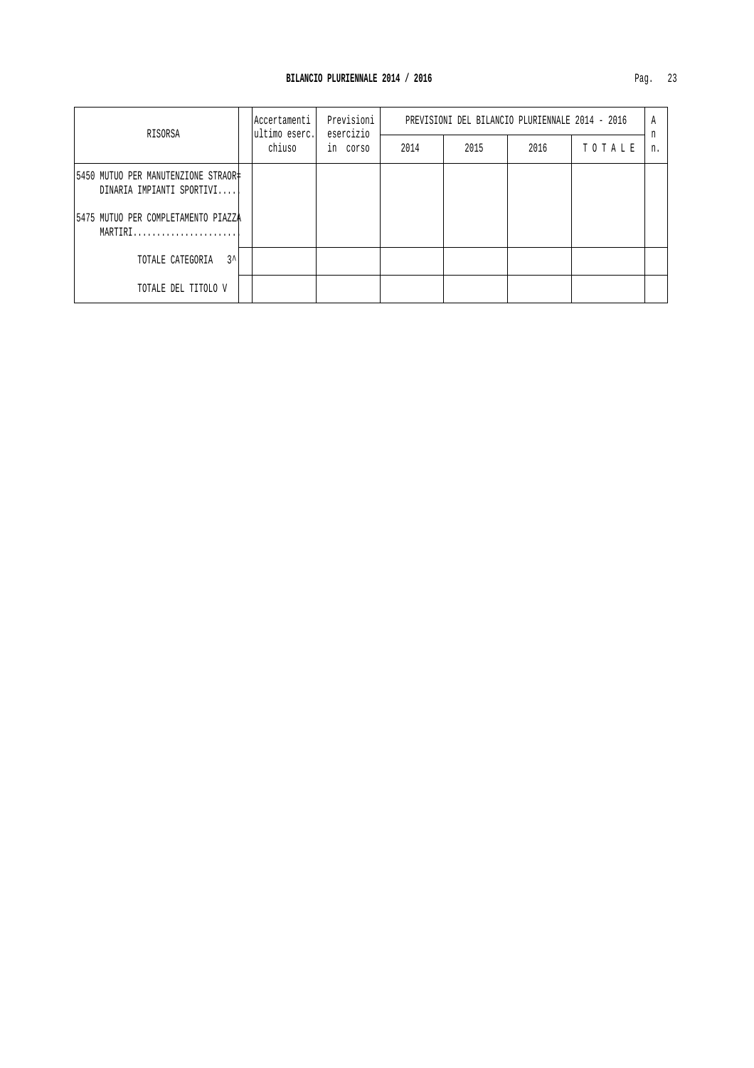## BILANCIO PLURIENNALE 2014 / 2016

| RISORSA | Accertamenti ultimo eserc. chiuso | Previsioni esercizio in corso | PREVISIONI DEL BILANCIO PLURIENNALE 2014 - 2016 | | | | An n. |
|---|---|---|---|---|---|---|---|
| | | | 2014 | 2015 | 2016 | T O T A L E | |
| 5450 MUTUO PER MANUTENZIONE STRAOR= DINARIA IMPIANTI SPORTIVI.... | | | | | | | |
| 5475 MUTUO PER COMPLETAMENTO PIAZZA MARTIRI...................... | | | | | | | |
| TOTALE CATEGORIA 3^ | | | | | | | |
| TOTALE DEL TITOLO V | | | | | | | |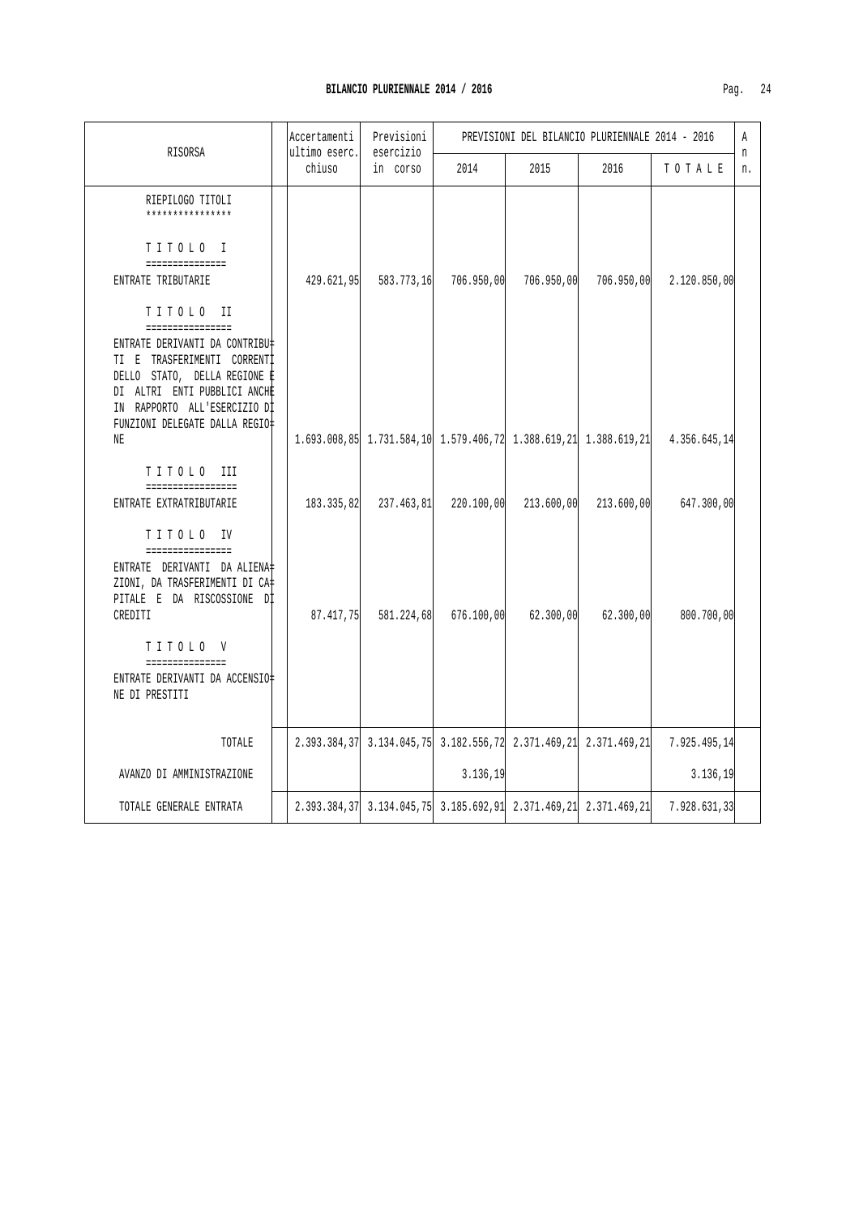**BILANCIO PLURIENNALE 2014 / 2016**

| RISORSA | Accertamenti ultimo eserc. chiuso | Previsioni esercizio in corso | PREVISIONI DEL BILANCIO PLURIENNALE 2014 - 2016 | | | | An n. |
|---|---|---|---|---|---|---|---|
| | | | 2014 | 2015 | 2016 | T O T A L E | |
| RIEPILOGO TITOLI<br>**************** | | | | | | | |
| T I T O L O   I<br>=============== | | | | | | | |
| ENTRATE TRIBUTARIE | 429.621,95 | 583.773,16 | 706.950,00 | 706.950,00 | 706.950,00 | 2.120.850,00 | |
| T I T O L O   II<br>================ | | | | | | | |
| ENTRATE DERIVANTI DA CONTRIBU= TI E TRASFERIMENTI CORRENTI DELLO STATO, DELLA REGIONE E DI ALTRI ENTI PUBBLICI ANCHE IN RAPPORTO ALL'ESERCIZIO DI FUNZIONI DELEGATE DALLA REGIO= NE | 1.693.008,85 | 1.731.584,10 | 1.579.406,72 | 1.388.619,21 | 1.388.619,21 | 4.356.645,14 | |
| T I T O L O   III<br>================= | | | | | | | |
| ENTRATE EXTRATRIBUTARIE | 183.335,82 | 237.463,81 | 220.100,00 | 213.600,00 | 213.600,00 | 647.300,00 | |
| T I T O L O   IV<br>================ | | | | | | | |
| ENTRATE DERIVANTI DA ALIENA= ZIONI, DA TRASFERIMENTI DI CA= PITALE E DA RISCOSSIONE DI CREDITI | 87.417,75 | 581.224,68 | 676.100,00 | 62.300,00 | 62.300,00 | 800.700,00 | |
| T I T O L O   V<br>=============== | | | | | | | |
| ENTRATE DERIVANTI DA ACCENSIO= NE DI PRESTITI | | | | | | | |
| TOTALE | 2.393.384,37 | 3.134.045,75 | 3.182.556,72 | 2.371.469,21 | 2.371.469,21 | 7.925.495,14 | |
| AVANZO DI AMMINISTRAZIONE | | | 3.136,19 | | | 3.136,19 | |
| TOTALE GENERALE ENTRATA | 2.393.384,37 | 3.134.045,75 | 3.185.692,91 | 2.371.469,21 | 2.371.469,21 | 7.928.631,33 | |